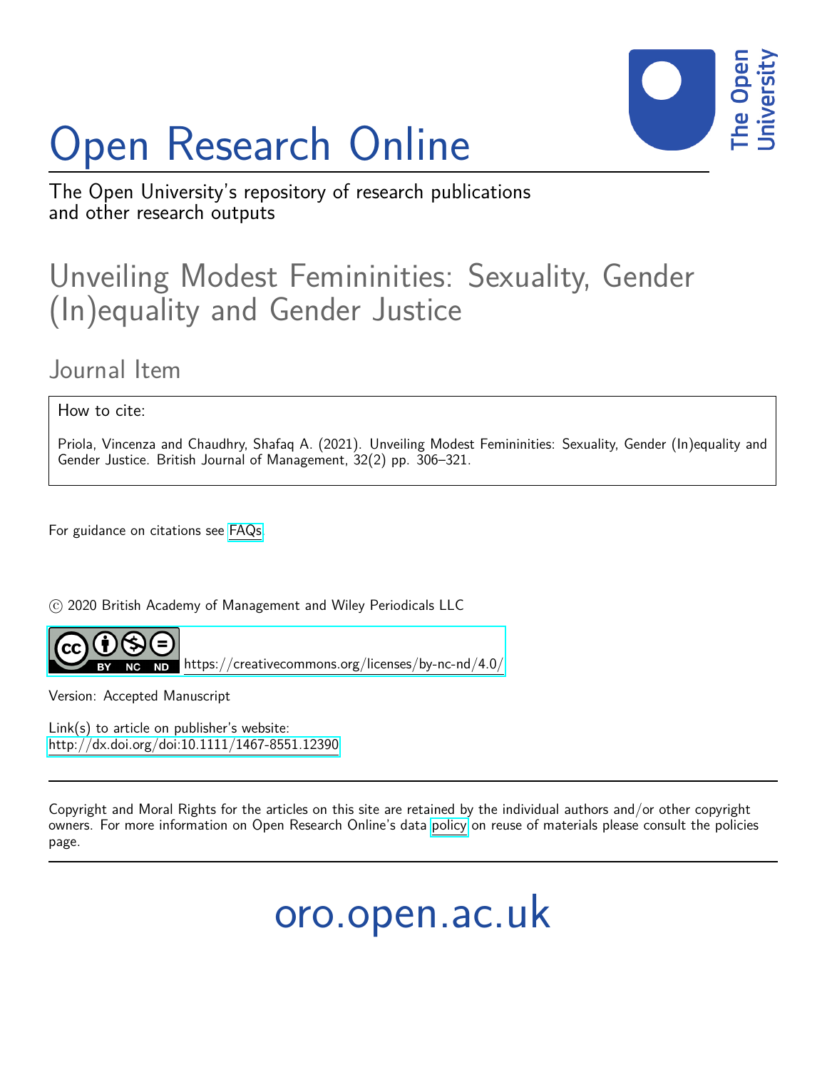# Open Research Online

The Open University's repository of research publications and other research outputs

## Unveiling Modest Femininities: Sexuality, Gender (In)equality and Gender Justice

### Journal Item

How to cite:

Priola, Vincenza and Chaudhry, Shafaq A. (2021). Unveiling Modest Femininities: Sexuality, Gender (In)equality and Gender Justice. British Journal of Management, 32(2) pp. 306–321.

For guidance on citations see FAQs.

© 2020 British Academy of Management and Wiley Periodicals LLC

https://creativecommons.org/licenses/by-nc-nd/4.0/

Version: Accepted Manuscript

Link(s) to article on publisher's website:
http://dx.doi.org/doi:10.1111/1467-8551.12390

Copyright and Moral Rights for the articles on this site are retained by the individual authors and/or other copyright owners. For more information on Open Research Online's data policy on reuse of materials please consult the policies page.

oro.open.ac.uk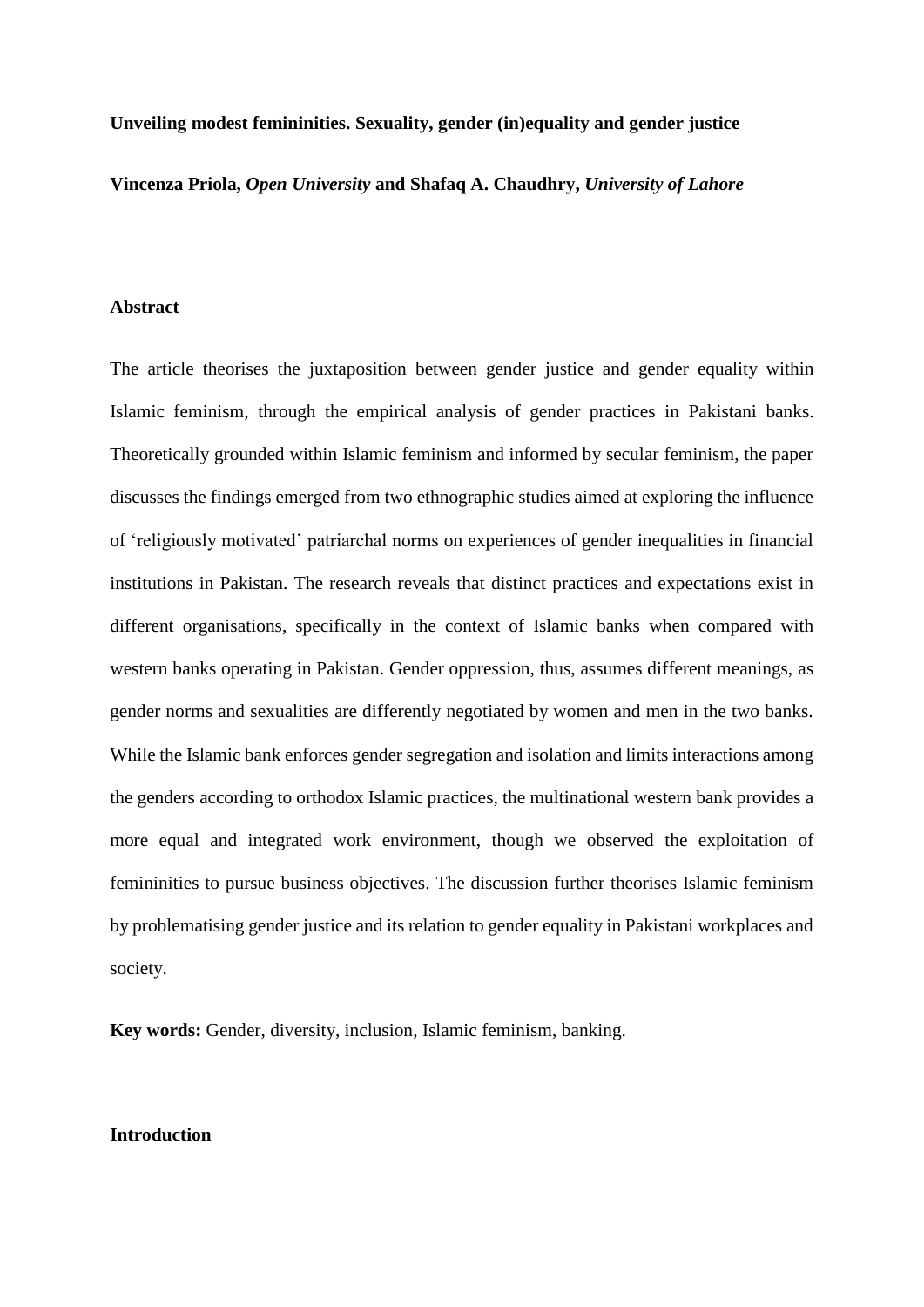**Unveiling modest femininities. Sexuality, gender (in)equality and gender justice**

**Vincenza Priola,** ***Open University*** **and Shafaq A. Chaudhry,** ***University of Lahore***

**Abstract**

The article theorises the juxtaposition between gender justice and gender equality within Islamic feminism, through the empirical analysis of gender practices in Pakistani banks. Theoretically grounded within Islamic feminism and informed by secular feminism, the paper discusses the findings emerged from two ethnographic studies aimed at exploring the influence of 'religiously motivated' patriarchal norms on experiences of gender inequalities in financial institutions in Pakistan. The research reveals that distinct practices and expectations exist in different organisations, specifically in the context of Islamic banks when compared with western banks operating in Pakistan. Gender oppression, thus, assumes different meanings, as gender norms and sexualities are differently negotiated by women and men in the two banks. While the Islamic bank enforces gender segregation and isolation and limits interactions among the genders according to orthodox Islamic practices, the multinational western bank provides a more equal and integrated work environment, though we observed the exploitation of femininities to pursue business objectives. The discussion further theorises Islamic feminism by problematising gender justice and its relation to gender equality in Pakistani workplaces and society.

**Key words:** Gender, diversity, inclusion, Islamic feminism, banking.

**Introduction**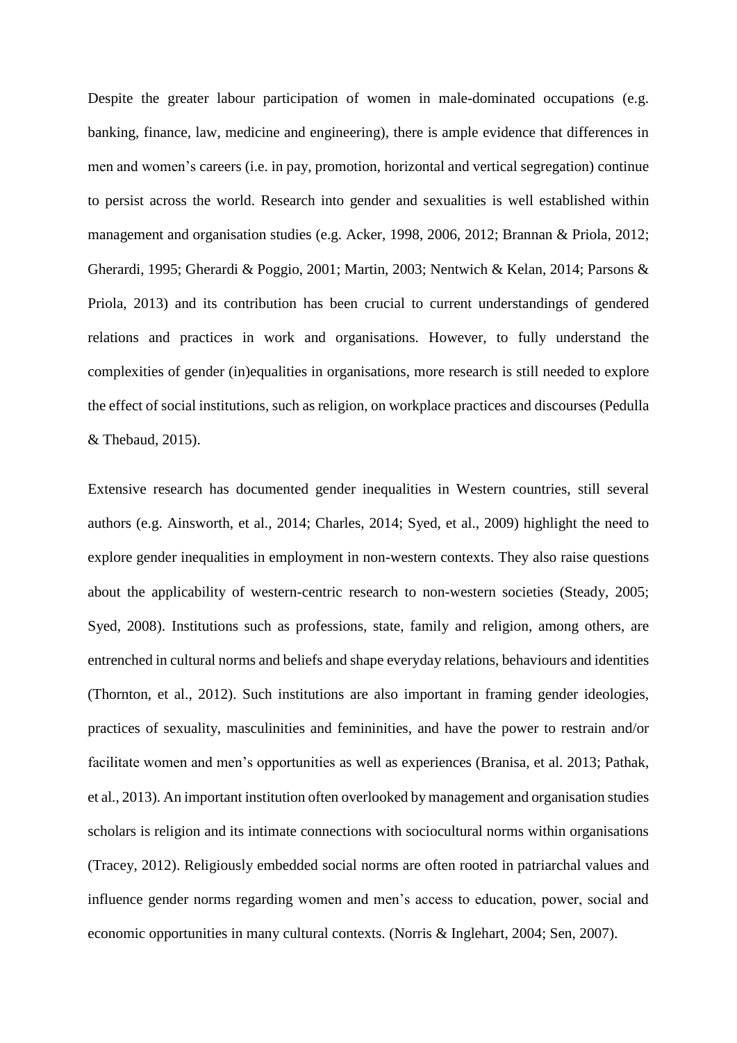Despite the greater labour participation of women in male-dominated occupations (e.g. banking, finance, law, medicine and engineering), there is ample evidence that differences in men and women's careers (i.e. in pay, promotion, horizontal and vertical segregation) continue to persist across the world. Research into gender and sexualities is well established within management and organisation studies (e.g. Acker, 1998, 2006, 2012; Brannan & Priola, 2012; Gherardi, 1995; Gherardi & Poggio, 2001; Martin, 2003; Nentwich & Kelan, 2014; Parsons & Priola, 2013) and its contribution has been crucial to current understandings of gendered relations and practices in work and organisations. However, to fully understand the complexities of gender (in)equalities in organisations, more research is still needed to explore the effect of social institutions, such as religion, on workplace practices and discourses (Pedulla & Thebaud, 2015).

Extensive research has documented gender inequalities in Western countries, still several authors (e.g. Ainsworth, et al., 2014; Charles, 2014; Syed, et al., 2009) highlight the need to explore gender inequalities in employment in non-western contexts. They also raise questions about the applicability of western-centric research to non-western societies (Steady, 2005; Syed, 2008). Institutions such as professions, state, family and religion, among others, are entrenched in cultural norms and beliefs and shape everyday relations, behaviours and identities (Thornton, et al., 2012). Such institutions are also important in framing gender ideologies, practices of sexuality, masculinities and femininities, and have the power to restrain and/or facilitate women and men's opportunities as well as experiences (Branisa, et al. 2013; Pathak, et al., 2013). An important institution often overlooked by management and organisation studies scholars is religion and its intimate connections with sociocultural norms within organisations (Tracey, 2012). Religiously embedded social norms are often rooted in patriarchal values and influence gender norms regarding women and men's access to education, power, social and economic opportunities in many cultural contexts. (Norris & Inglehart, 2004; Sen, 2007).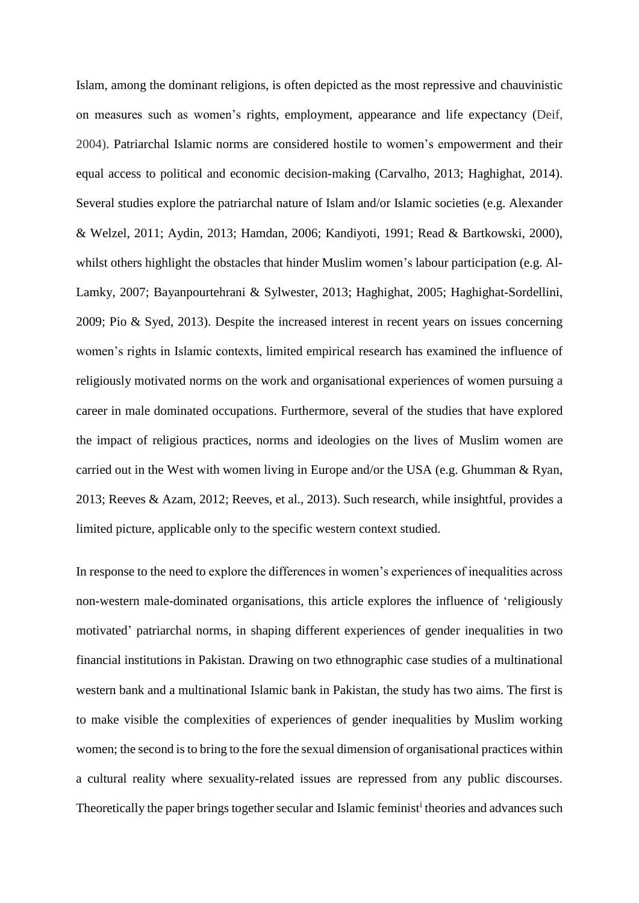Islam, among the dominant religions, is often depicted as the most repressive and chauvinistic on measures such as women's rights, employment, appearance and life expectancy (Deif, 2004). Patriarchal Islamic norms are considered hostile to women's empowerment and their equal access to political and economic decision-making (Carvalho, 2013; Haghighat, 2014). Several studies explore the patriarchal nature of Islam and/or Islamic societies (e.g. Alexander & Welzel, 2011; Aydin, 2013; Hamdan, 2006; Kandiyoti, 1991; Read & Bartkowski, 2000), whilst others highlight the obstacles that hinder Muslim women's labour participation (e.g. Al-Lamky, 2007; Bayanpourtehrani & Sylwester, 2013; Haghighat, 2005; Haghighat-Sordellini, 2009; Pio & Syed, 2013). Despite the increased interest in recent years on issues concerning women's rights in Islamic contexts, limited empirical research has examined the influence of religiously motivated norms on the work and organisational experiences of women pursuing a career in male dominated occupations. Furthermore, several of the studies that have explored the impact of religious practices, norms and ideologies on the lives of Muslim women are carried out in the West with women living in Europe and/or the USA (e.g. Ghumman & Ryan, 2013; Reeves & Azam, 2012; Reeves, et al., 2013). Such research, while insightful, provides a limited picture, applicable only to the specific western context studied.

In response to the need to explore the differences in women's experiences of inequalities across non-western male-dominated organisations, this article explores the influence of 'religiously motivated' patriarchal norms, in shaping different experiences of gender inequalities in two financial institutions in Pakistan. Drawing on two ethnographic case studies of a multinational western bank and a multinational Islamic bank in Pakistan, the study has two aims. The first is to make visible the complexities of experiences of gender inequalities by Muslim working women; the second is to bring to the fore the sexual dimension of organisational practices within a cultural reality where sexuality-related issues are repressed from any public discourses. Theoretically the paper brings together secular and Islamic feminist[i] theories and advances such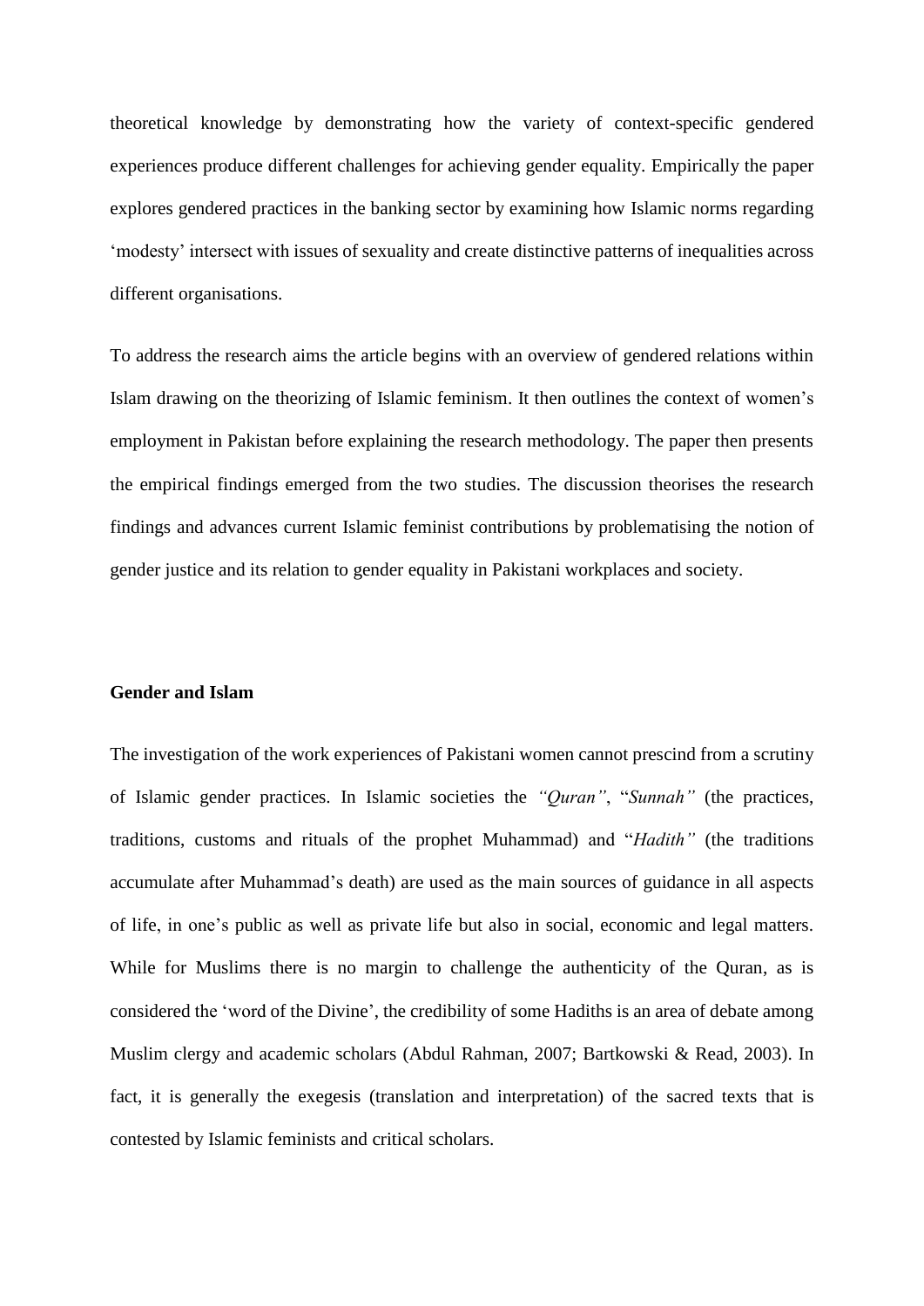theoretical knowledge by demonstrating how the variety of context-specific gendered experiences produce different challenges for achieving gender equality. Empirically the paper explores gendered practices in the banking sector by examining how Islamic norms regarding 'modesty' intersect with issues of sexuality and create distinctive patterns of inequalities across different organisations.

To address the research aims the article begins with an overview of gendered relations within Islam drawing on the theorizing of Islamic feminism. It then outlines the context of women's employment in Pakistan before explaining the research methodology. The paper then presents the empirical findings emerged from the two studies. The discussion theorises the research findings and advances current Islamic feminist contributions by problematising the notion of gender justice and its relation to gender equality in Pakistani workplaces and society.

## Gender and Islam

The investigation of the work experiences of Pakistani women cannot prescind from a scrutiny of Islamic gender practices. In Islamic societies the *"Quran"*, "*Sunnah"* (the practices, traditions, customs and rituals of the prophet Muhammad) and "*Hadith"* (the traditions accumulate after Muhammad's death) are used as the main sources of guidance in all aspects of life, in one's public as well as private life but also in social, economic and legal matters. While for Muslims there is no margin to challenge the authenticity of the Quran, as is considered the 'word of the Divine', the credibility of some Hadiths is an area of debate among Muslim clergy and academic scholars (Abdul Rahman, 2007; Bartkowski & Read, 2003). In fact, it is generally the exegesis (translation and interpretation) of the sacred texts that is contested by Islamic feminists and critical scholars.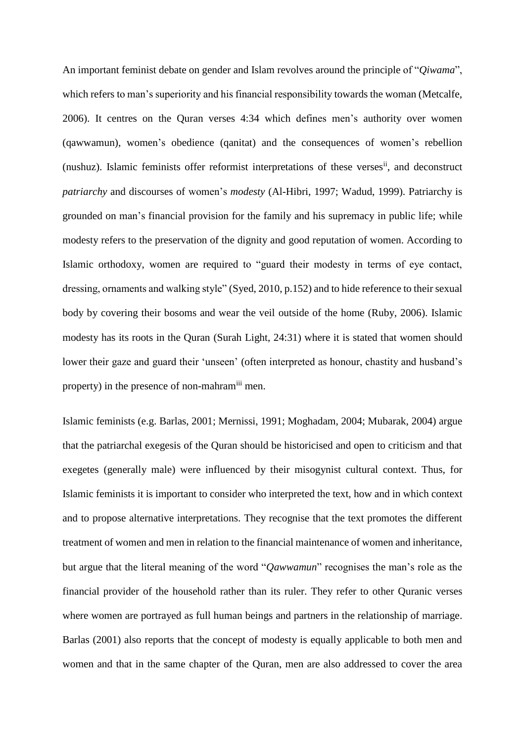An important feminist debate on gender and Islam revolves around the principle of "*Qiwama*", which refers to man's superiority and his financial responsibility towards the woman (Metcalfe, 2006). It centres on the Quran verses 4:34 which defines men's authority over women (qawwamun), women's obedience (qanitat) and the consequences of women's rebellion (nushuz). Islamic feminists offer reformist interpretations of these verses[ii], and deconstruct *patriarchy* and discourses of women's *modesty* (Al-Hibri, 1997; Wadud, 1999). Patriarchy is grounded on man's financial provision for the family and his supremacy in public life; while modesty refers to the preservation of the dignity and good reputation of women. According to Islamic orthodoxy, women are required to "guard their modesty in terms of eye contact, dressing, ornaments and walking style" (Syed, 2010, p.152) and to hide reference to their sexual body by covering their bosoms and wear the veil outside of the home (Ruby, 2006). Islamic modesty has its roots in the Quran (Surah Light, 24:31) where it is stated that women should lower their gaze and guard their 'unseen' (often interpreted as honour, chastity and husband's property) in the presence of non-mahram[iii] men.

Islamic feminists (e.g. Barlas, 2001; Mernissi, 1991; Moghadam, 2004; Mubarak, 2004) argue that the patriarchal exegesis of the Quran should be historicised and open to criticism and that exegetes (generally male) were influenced by their misogynist cultural context. Thus, for Islamic feminists it is important to consider who interpreted the text, how and in which context and to propose alternative interpretations. They recognise that the text promotes the different treatment of women and men in relation to the financial maintenance of women and inheritance, but argue that the literal meaning of the word "*Qawwamun*" recognises the man's role as the financial provider of the household rather than its ruler. They refer to other Quranic verses where women are portrayed as full human beings and partners in the relationship of marriage. Barlas (2001) also reports that the concept of modesty is equally applicable to both men and women and that in the same chapter of the Quran, men are also addressed to cover the area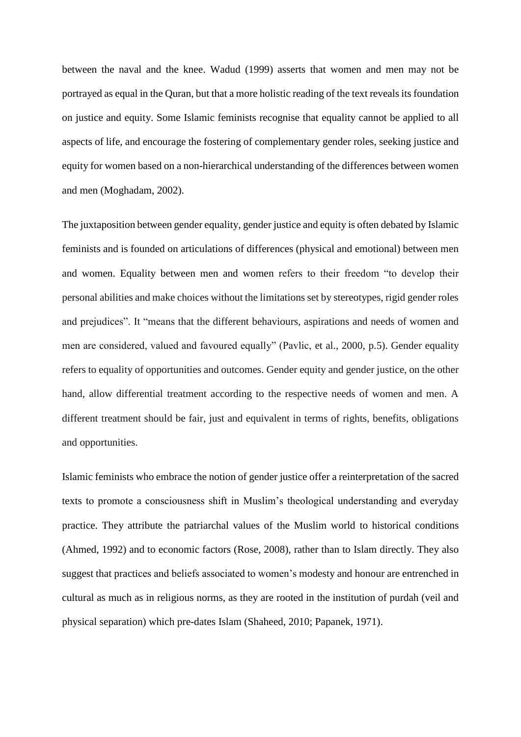between the naval and the knee. Wadud (1999) asserts that women and men may not be portrayed as equal in the Quran, but that a more holistic reading of the text reveals its foundation on justice and equity. Some Islamic feminists recognise that equality cannot be applied to all aspects of life, and encourage the fostering of complementary gender roles, seeking justice and equity for women based on a non-hierarchical understanding of the differences between women and men (Moghadam, 2002).

The juxtaposition between gender equality, gender justice and equity is often debated by Islamic feminists and is founded on articulations of differences (physical and emotional) between men and women. Equality between men and women refers to their freedom "to develop their personal abilities and make choices without the limitations set by stereotypes, rigid gender roles and prejudices". It "means that the different behaviours, aspirations and needs of women and men are considered, valued and favoured equally" (Pavlic, et al., 2000, p.5). Gender equality refers to equality of opportunities and outcomes. Gender equity and gender justice, on the other hand, allow differential treatment according to the respective needs of women and men. A different treatment should be fair, just and equivalent in terms of rights, benefits, obligations and opportunities.

Islamic feminists who embrace the notion of gender justice offer a reinterpretation of the sacred texts to promote a consciousness shift in Muslim's theological understanding and everyday practice. They attribute the patriarchal values of the Muslim world to historical conditions (Ahmed, 1992) and to economic factors (Rose, 2008), rather than to Islam directly. They also suggest that practices and beliefs associated to women's modesty and honour are entrenched in cultural as much as in religious norms, as they are rooted in the institution of purdah (veil and physical separation) which pre-dates Islam (Shaheed, 2010; Papanek, 1971).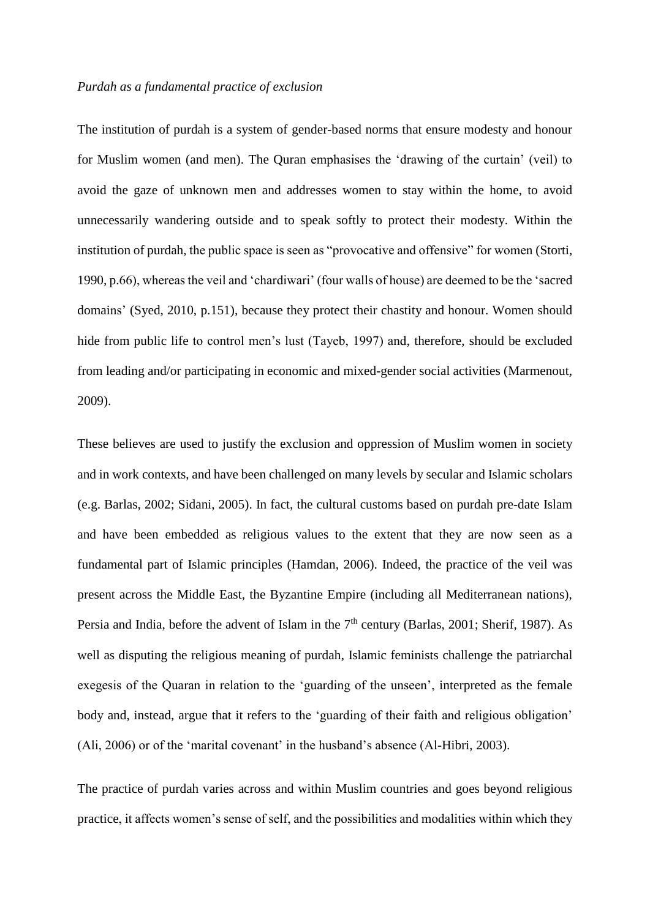*Purdah as a fundamental practice of exclusion*

The institution of purdah is a system of gender-based norms that ensure modesty and honour for Muslim women (and men). The Quran emphasises the 'drawing of the curtain' (veil) to avoid the gaze of unknown men and addresses women to stay within the home, to avoid unnecessarily wandering outside and to speak softly to protect their modesty. Within the institution of purdah, the public space is seen as "provocative and offensive" for women (Storti, 1990, p.66), whereas the veil and 'chardiwari' (four walls of house) are deemed to be the 'sacred domains' (Syed, 2010, p.151), because they protect their chastity and honour. Women should hide from public life to control men's lust (Tayeb, 1997) and, therefore, should be excluded from leading and/or participating in economic and mixed-gender social activities (Marmenout, 2009).

These believes are used to justify the exclusion and oppression of Muslim women in society and in work contexts, and have been challenged on many levels by secular and Islamic scholars (e.g. Barlas, 2002; Sidani, 2005). In fact, the cultural customs based on purdah pre-date Islam and have been embedded as religious values to the extent that they are now seen as a fundamental part of Islamic principles (Hamdan, 2006). Indeed, the practice of the veil was present across the Middle East, the Byzantine Empire (including all Mediterranean nations), Persia and India, before the advent of Islam in the 7th century (Barlas, 2001; Sherif, 1987). As well as disputing the religious meaning of purdah, Islamic feminists challenge the patriarchal exegesis of the Quaran in relation to the 'guarding of the unseen', interpreted as the female body and, instead, argue that it refers to the 'guarding of their faith and religious obligation' (Ali, 2006) or of the 'marital covenant' in the husband's absence (Al-Hibri, 2003).

The practice of purdah varies across and within Muslim countries and goes beyond religious practice, it affects women's sense of self, and the possibilities and modalities within which they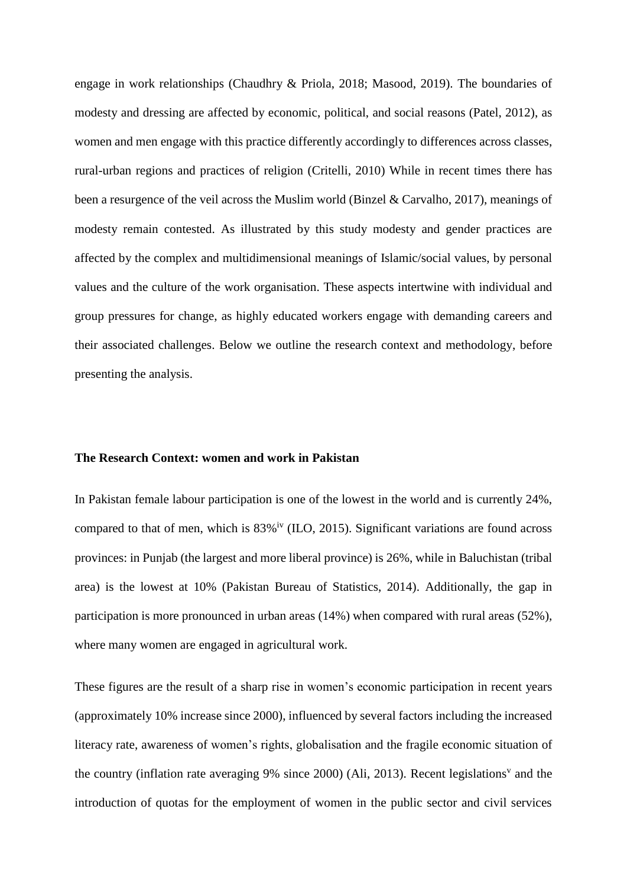engage in work relationships (Chaudhry & Priola, 2018; Masood, 2019). The boundaries of modesty and dressing are affected by economic, political, and social reasons (Patel, 2012), as women and men engage with this practice differently accordingly to differences across classes, rural-urban regions and practices of religion (Critelli, 2010) While in recent times there has been a resurgence of the veil across the Muslim world (Binzel & Carvalho, 2017), meanings of modesty remain contested. As illustrated by this study modesty and gender practices are affected by the complex and multidimensional meanings of Islamic/social values, by personal values and the culture of the work organisation. These aspects intertwine with individual and group pressures for change, as highly educated workers engage with demanding careers and their associated challenges. Below we outline the research context and methodology, before presenting the analysis.

**The Research Context: women and work in Pakistan**

In Pakistan female labour participation is one of the lowest in the world and is currently 24%, compared to that of men, which is 83%[iv] (ILO, 2015). Significant variations are found across provinces: in Punjab (the largest and more liberal province) is 26%, while in Baluchistan (tribal area) is the lowest at 10% (Pakistan Bureau of Statistics, 2014). Additionally, the gap in participation is more pronounced in urban areas (14%) when compared with rural areas (52%), where many women are engaged in agricultural work.

These figures are the result of a sharp rise in women's economic participation in recent years (approximately 10% increase since 2000), influenced by several factors including the increased literacy rate, awareness of women's rights, globalisation and the fragile economic situation of the country (inflation rate averaging 9% since 2000) (Ali, 2013). Recent legislations[v] and the introduction of quotas for the employment of women in the public sector and civil services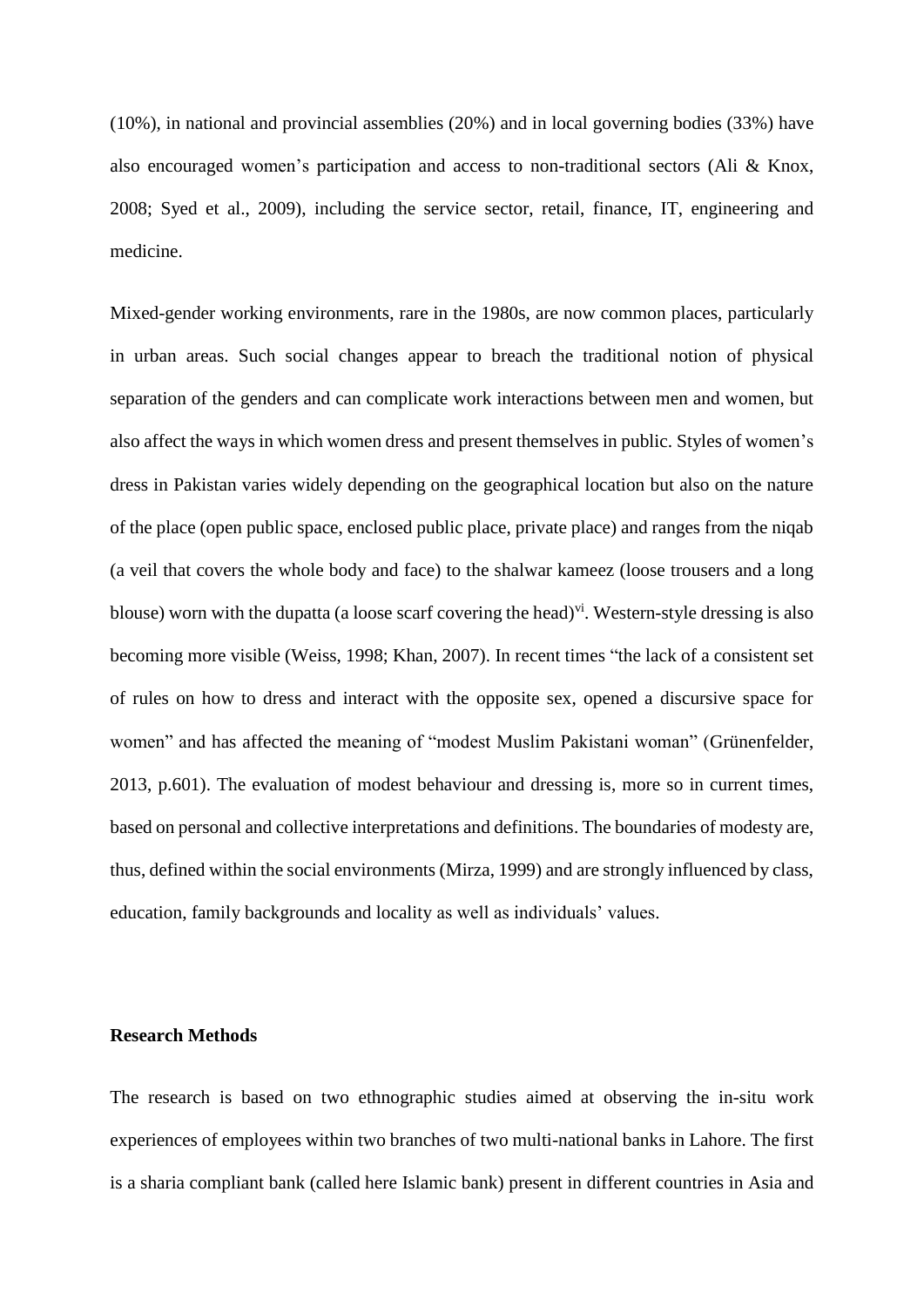(10%), in national and provincial assemblies (20%) and in local governing bodies (33%) have also encouraged women's participation and access to non-traditional sectors (Ali & Knox, 2008; Syed et al., 2009), including the service sector, retail, finance, IT, engineering and medicine.

Mixed-gender working environments, rare in the 1980s, are now common places, particularly in urban areas. Such social changes appear to breach the traditional notion of physical separation of the genders and can complicate work interactions between men and women, but also affect the ways in which women dress and present themselves in public. Styles of women's dress in Pakistan varies widely depending on the geographical location but also on the nature of the place (open public space, enclosed public place, private place) and ranges from the niqab (a veil that covers the whole body and face) to the shalwar kameez (loose trousers and a long blouse) worn with the dupatta (a loose scarf covering the head)[vi]. Western-style dressing is also becoming more visible (Weiss, 1998; Khan, 2007). In recent times "the lack of a consistent set of rules on how to dress and interact with the opposite sex, opened a discursive space for women" and has affected the meaning of "modest Muslim Pakistani woman" (Grünenfelder, 2013, p.601). The evaluation of modest behaviour and dressing is, more so in current times, based on personal and collective interpretations and definitions. The boundaries of modesty are, thus, defined within the social environments (Mirza, 1999) and are strongly influenced by class, education, family backgrounds and locality as well as individuals' values.

## Research Methods

The research is based on two ethnographic studies aimed at observing the in-situ work experiences of employees within two branches of two multi-national banks in Lahore. The first is a sharia compliant bank (called here Islamic bank) present in different countries in Asia and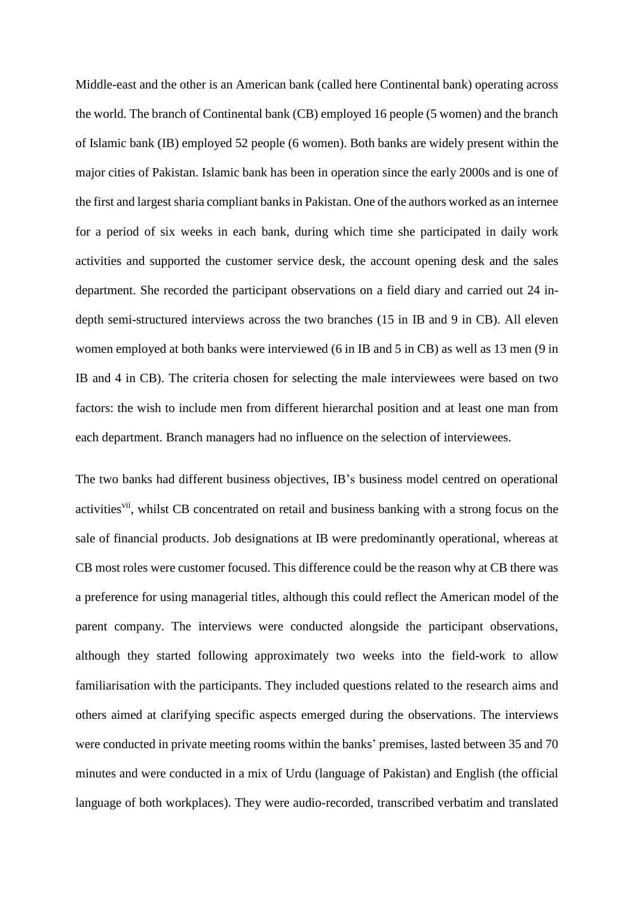Middle-east and the other is an American bank (called here Continental bank) operating across the world. The branch of Continental bank (CB) employed 16 people (5 women) and the branch of Islamic bank (IB) employed 52 people (6 women). Both banks are widely present within the major cities of Pakistan. Islamic bank has been in operation since the early 2000s and is one of the first and largest sharia compliant banks in Pakistan. One of the authors worked as an internee for a period of six weeks in each bank, during which time she participated in daily work activities and supported the customer service desk, the account opening desk and the sales department. She recorded the participant observations on a field diary and carried out 24 in-depth semi-structured interviews across the two branches (15 in IB and 9 in CB). All eleven women employed at both banks were interviewed (6 in IB and 5 in CB) as well as 13 men (9 in IB and 4 in CB). The criteria chosen for selecting the male interviewees were based on two factors: the wish to include men from different hierarchal position and at least one man from each department. Branch managers had no influence on the selection of interviewees.

The two banks had different business objectives, IB's business model centred on operational activities[vii], whilst CB concentrated on retail and business banking with a strong focus on the sale of financial products. Job designations at IB were predominantly operational, whereas at CB most roles were customer focused. This difference could be the reason why at CB there was a preference for using managerial titles, although this could reflect the American model of the parent company. The interviews were conducted alongside the participant observations, although they started following approximately two weeks into the field-work to allow familiarisation with the participants. They included questions related to the research aims and others aimed at clarifying specific aspects emerged during the observations. The interviews were conducted in private meeting rooms within the banks' premises, lasted between 35 and 70 minutes and were conducted in a mix of Urdu (language of Pakistan) and English (the official language of both workplaces). They were audio-recorded, transcribed verbatim and translated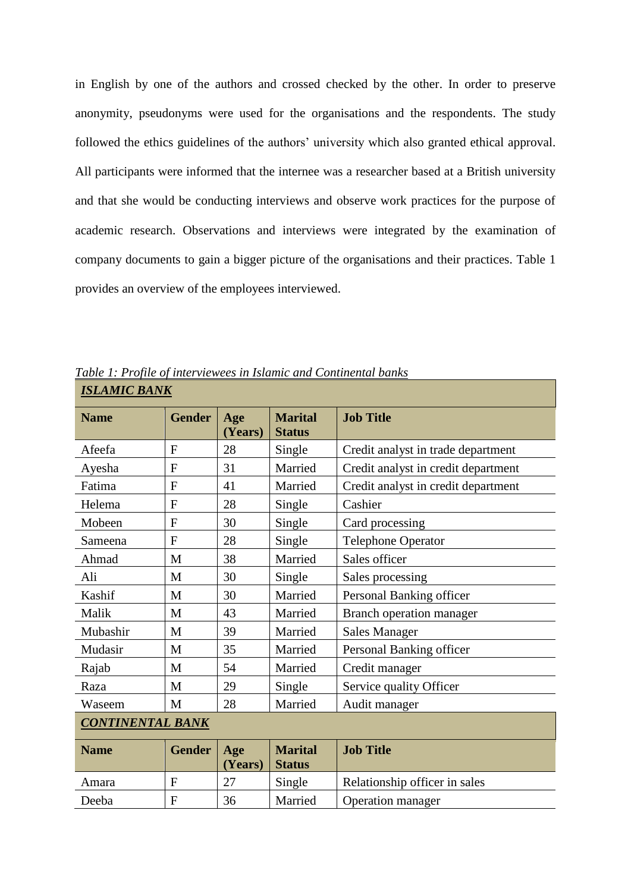in English by one of the authors and crossed checked by the other. In order to preserve anonymity, pseudonyms were used for the organisations and the respondents. The study followed the ethics guidelines of the authors' university which also granted ethical approval. All participants were informed that the internee was a researcher based at a British university and that she would be conducting interviews and observe work practices for the purpose of academic research. Observations and interviews were integrated by the examination of company documents to gain a bigger picture of the organisations and their practices. Table 1 provides an overview of the employees interviewed.

*Table 1: Profile of interviewees in Islamic and Continental banks*

| ***ISLAMIC BANK*** | | | | |
|---|---|---|---|---|
| **Name** | **Gender** | **Age (Years)** | **Marital Status** | **Job Title** |
| Afeefa | F | 28 | Single | Credit analyst in trade department |
| Ayesha | F | 31 | Married | Credit analyst in credit department |
| Fatima | F | 41 | Married | Credit analyst in credit department |
| Helema | F | 28 | Single | Cashier |
| Mobeen | F | 30 | Single | Card processing |
| Sameena | F | 28 | Single | Telephone Operator |
| Ahmad | M | 38 | Married | Sales officer |
| Ali | M | 30 | Single | Sales processing |
| Kashif | M | 30 | Married | Personal Banking officer |
| Malik | M | 43 | Married | Branch operation manager |
| Mubashir | M | 39 | Married | Sales Manager |
| Mudasir | M | 35 | Married | Personal Banking officer |
| Rajab | M | 54 | Married | Credit manager |
| Raza | M | 29 | Single | Service quality Officer |
| Waseem | M | 28 | Married | Audit manager |
| ***CONTINENTAL BANK*** | | | | |
| **Name** | **Gender** | **Age (Years)** | **Marital Status** | **Job Title** |
| Amara | F | 27 | Single | Relationship officer in sales |
| Deeba | F | 36 | Married | Operation manager |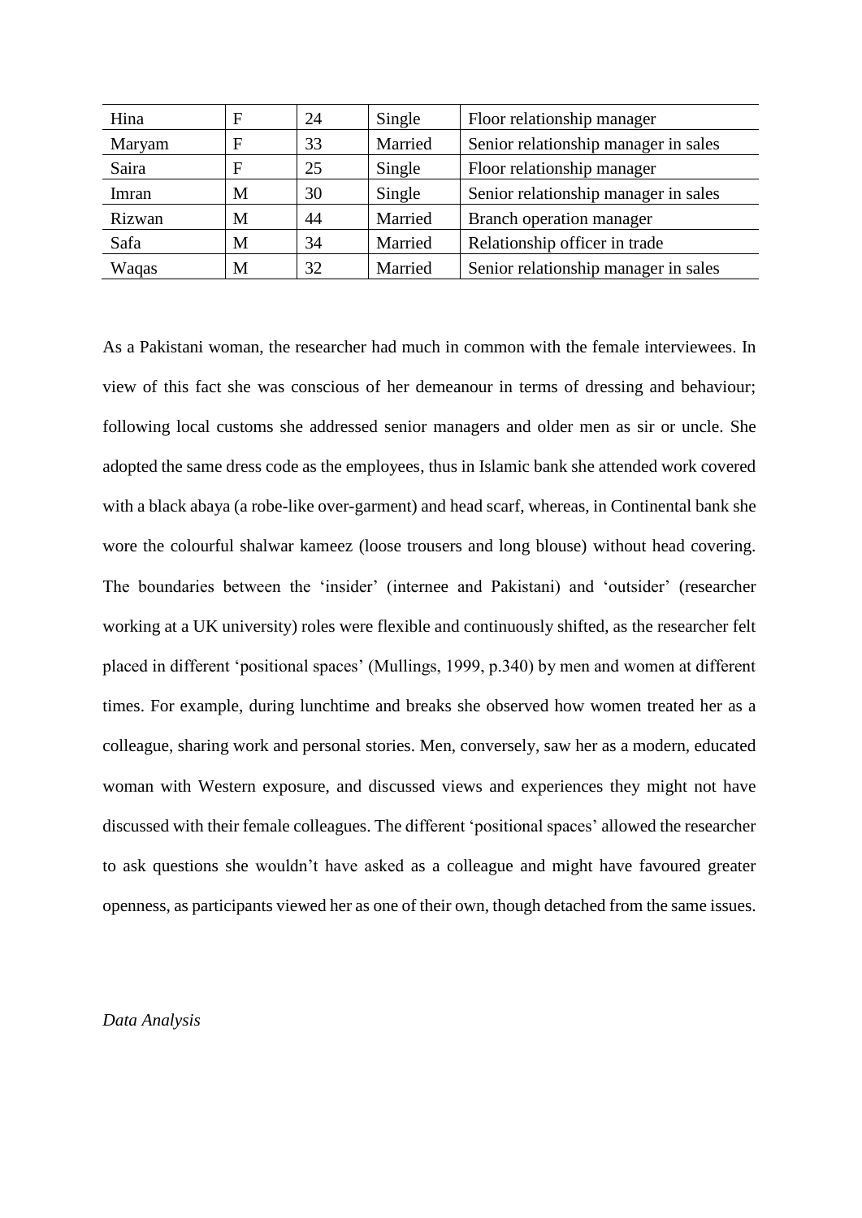| Hina | F | 24 | Single | Floor relationship manager |
|---|---|---|---|---|
| Maryam | F | 33 | Married | Senior relationship manager in sales |
| Saira | F | 25 | Single | Floor relationship manager |
| Imran | M | 30 | Single | Senior relationship manager in sales |
| Rizwan | M | 44 | Married | Branch operation manager |
| Safa | M | 34 | Married | Relationship officer in trade |
| Waqas | M | 32 | Married | Senior relationship manager in sales |

As a Pakistani woman, the researcher had much in common with the female interviewees. In view of this fact she was conscious of her demeanour in terms of dressing and behaviour; following local customs she addressed senior managers and older men as sir or uncle. She adopted the same dress code as the employees, thus in Islamic bank she attended work covered with a black abaya (a robe-like over-garment) and head scarf, whereas, in Continental bank she wore the colourful shalwar kameez (loose trousers and long blouse) without head covering. The boundaries between the 'insider' (internee and Pakistani) and 'outsider' (researcher working at a UK university) roles were flexible and continuously shifted, as the researcher felt placed in different 'positional spaces' (Mullings, 1999, p.340) by men and women at different times. For example, during lunchtime and breaks she observed how women treated her as a colleague, sharing work and personal stories. Men, conversely, saw her as a modern, educated woman with Western exposure, and discussed views and experiences they might not have discussed with their female colleagues. The different 'positional spaces' allowed the researcher to ask questions she wouldn't have asked as a colleague and might have favoured greater openness, as participants viewed her as one of their own, though detached from the same issues.

*Data Analysis*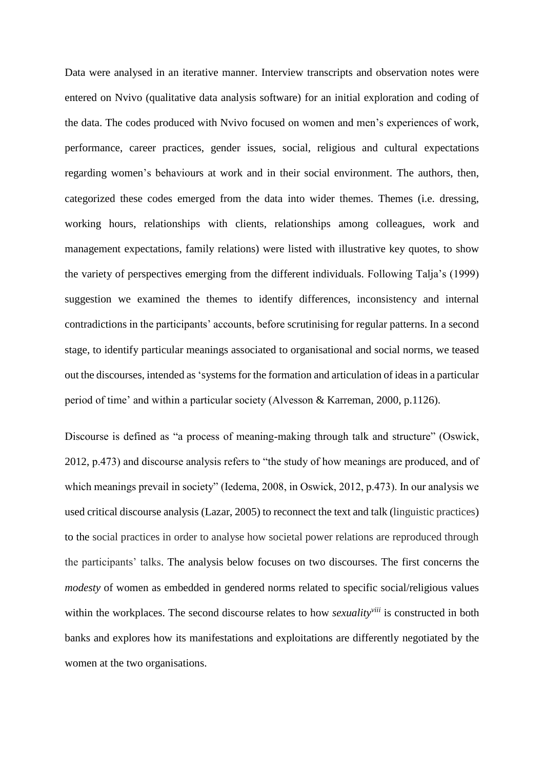Data were analysed in an iterative manner. Interview transcripts and observation notes were entered on Nvivo (qualitative data analysis software) for an initial exploration and coding of the data. The codes produced with Nvivo focused on women and men's experiences of work, performance, career practices, gender issues, social, religious and cultural expectations regarding women's behaviours at work and in their social environment. The authors, then, categorized these codes emerged from the data into wider themes. Themes (i.e. dressing, working hours, relationships with clients, relationships among colleagues, work and management expectations, family relations) were listed with illustrative key quotes, to show the variety of perspectives emerging from the different individuals. Following Talja's (1999) suggestion we examined the themes to identify differences, inconsistency and internal contradictions in the participants' accounts, before scrutinising for regular patterns. In a second stage, to identify particular meanings associated to organisational and social norms, we teased out the discourses, intended as 'systems for the formation and articulation of ideas in a particular period of time' and within a particular society (Alvesson & Karreman, 2000, p.1126).

Discourse is defined as "a process of meaning-making through talk and structure" (Oswick, 2012, p.473) and discourse analysis refers to "the study of how meanings are produced, and of which meanings prevail in society" (Iedema, 2008, in Oswick, 2012, p.473). In our analysis we used critical discourse analysis (Lazar, 2005) to reconnect the text and talk (linguistic practices) to the social practices in order to analyse how societal power relations are reproduced through the participants' talks. The analysis below focuses on two discourses. The first concerns the *modesty* of women as embedded in gendered norms related to specific social/religious values within the workplaces. The second discourse relates to how *sexuality*[viii] is constructed in both banks and explores how its manifestations and exploitations are differently negotiated by the women at the two organisations.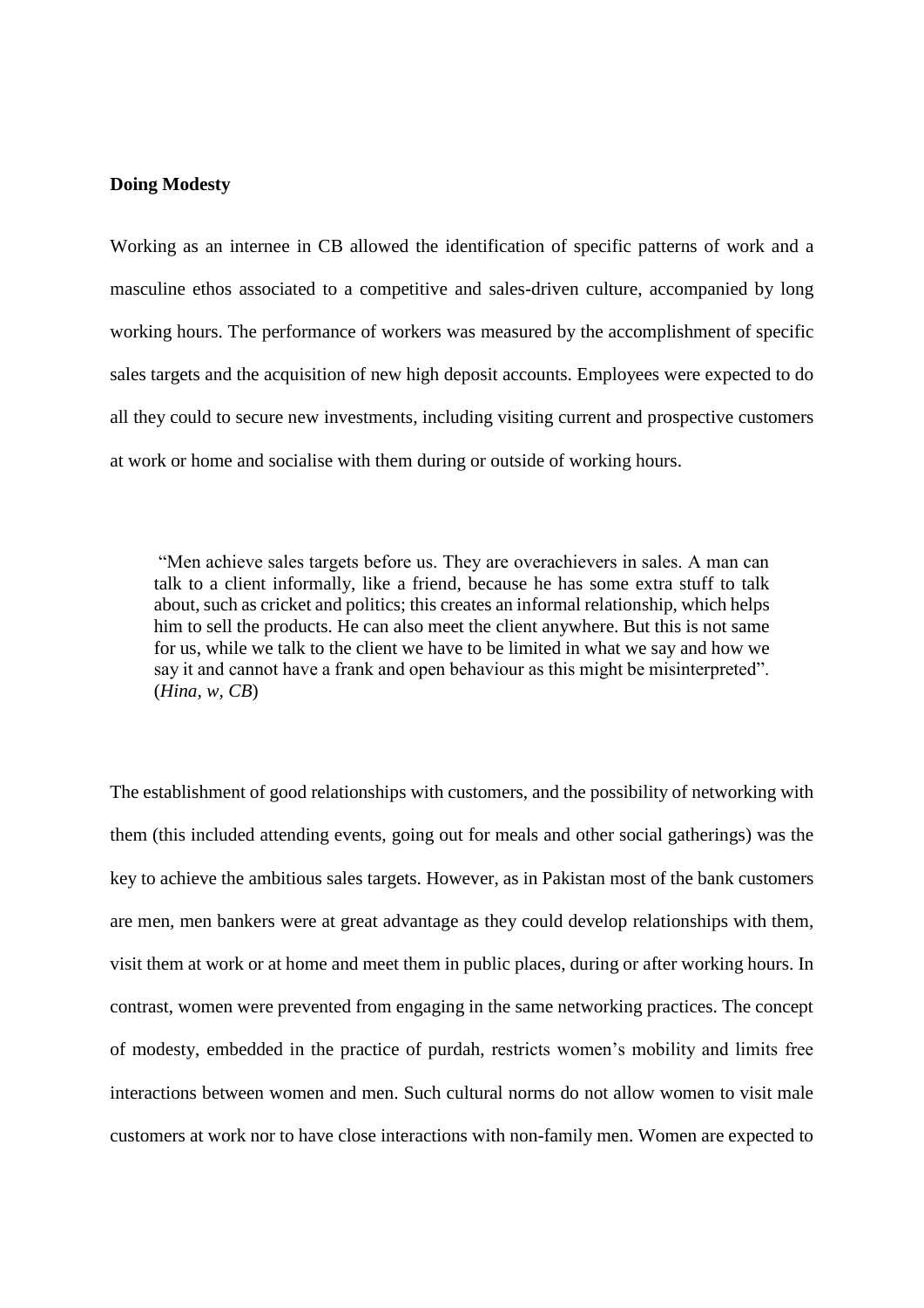**Doing Modesty**

Working as an internee in CB allowed the identification of specific patterns of work and a masculine ethos associated to a competitive and sales-driven culture, accompanied by long working hours. The performance of workers was measured by the accomplishment of specific sales targets and the acquisition of new high deposit accounts. Employees were expected to do all they could to secure new investments, including visiting current and prospective customers at work or home and socialise with them during or outside of working hours.

> "Men achieve sales targets before us. They are overachievers in sales. A man can talk to a client informally, like a friend, because he has some extra stuff to talk about, such as cricket and politics; this creates an informal relationship, which helps him to sell the products. He can also meet the client anywhere. But this is not same for us, while we talk to the client we have to be limited in what we say and how we say it and cannot have a frank and open behaviour as this might be misinterpreted". (*Hina, w, CB*)

The establishment of good relationships with customers, and the possibility of networking with them (this included attending events, going out for meals and other social gatherings) was the key to achieve the ambitious sales targets. However, as in Pakistan most of the bank customers are men, men bankers were at great advantage as they could develop relationships with them, visit them at work or at home and meet them in public places, during or after working hours. In contrast, women were prevented from engaging in the same networking practices. The concept of modesty, embedded in the practice of purdah, restricts women's mobility and limits free interactions between women and men. Such cultural norms do not allow women to visit male customers at work nor to have close interactions with non-family men. Women are expected to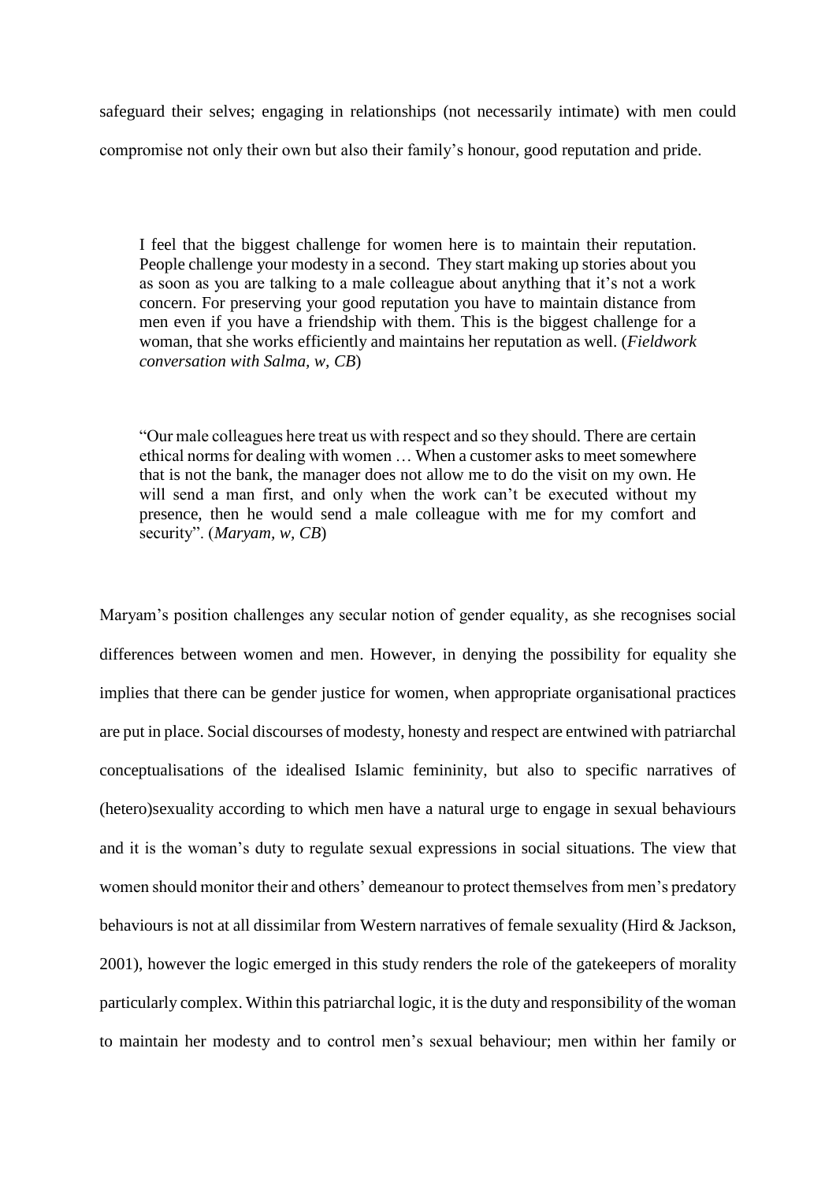safeguard their selves; engaging in relationships (not necessarily intimate) with men could compromise not only their own but also their family's honour, good reputation and pride.

> I feel that the biggest challenge for women here is to maintain their reputation. People challenge your modesty in a second. They start making up stories about you as soon as you are talking to a male colleague about anything that it's not a work concern. For preserving your good reputation you have to maintain distance from men even if you have a friendship with them. This is the biggest challenge for a woman, that she works efficiently and maintains her reputation as well. (*Fieldwork conversation with Salma, w, CB*)

> "Our male colleagues here treat us with respect and so they should. There are certain ethical norms for dealing with women … When a customer asks to meet somewhere that is not the bank, the manager does not allow me to do the visit on my own. He will send a man first, and only when the work can't be executed without my presence, then he would send a male colleague with me for my comfort and security". (*Maryam, w, CB*)

Maryam's position challenges any secular notion of gender equality, as she recognises social differences between women and men. However, in denying the possibility for equality she implies that there can be gender justice for women, when appropriate organisational practices are put in place. Social discourses of modesty, honesty and respect are entwined with patriarchal conceptualisations of the idealised Islamic femininity, but also to specific narratives of (hetero)sexuality according to which men have a natural urge to engage in sexual behaviours and it is the woman's duty to regulate sexual expressions in social situations. The view that women should monitor their and others' demeanour to protect themselves from men's predatory behaviours is not at all dissimilar from Western narratives of female sexuality (Hird & Jackson, 2001), however the logic emerged in this study renders the role of the gatekeepers of morality particularly complex. Within this patriarchal logic, it is the duty and responsibility of the woman to maintain her modesty and to control men's sexual behaviour; men within her family or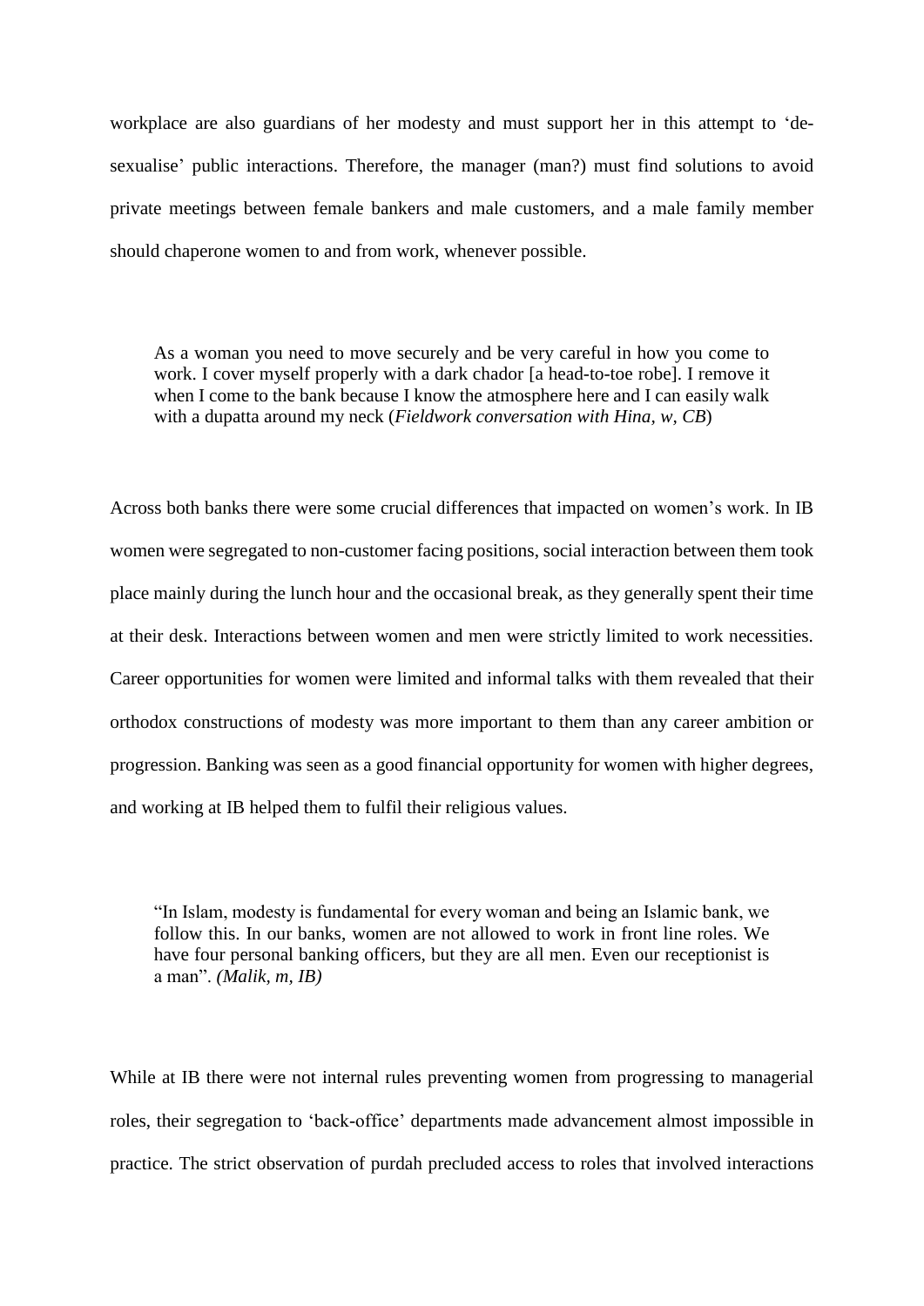workplace are also guardians of her modesty and must support her in this attempt to 'de-sexualise' public interactions. Therefore, the manager (man?) must find solutions to avoid private meetings between female bankers and male customers, and a male family member should chaperone women to and from work, whenever possible.

> As a woman you need to move securely and be very careful in how you come to work. I cover myself properly with a dark chador [a head-to-toe robe]. I remove it when I come to the bank because I know the atmosphere here and I can easily walk with a dupatta around my neck (*Fieldwork conversation with Hina, w, CB*)

Across both banks there were some crucial differences that impacted on women's work. In IB women were segregated to non-customer facing positions, social interaction between them took place mainly during the lunch hour and the occasional break, as they generally spent their time at their desk. Interactions between women and men were strictly limited to work necessities. Career opportunities for women were limited and informal talks with them revealed that their orthodox constructions of modesty was more important to them than any career ambition or progression. Banking was seen as a good financial opportunity for women with higher degrees, and working at IB helped them to fulfil their religious values.

> "In Islam, modesty is fundamental for every woman and being an Islamic bank, we follow this. In our banks, women are not allowed to work in front line roles. We have four personal banking officers, but they are all men. Even our receptionist is a man". *(Malik, m, IB)*

While at IB there were not internal rules preventing women from progressing to managerial roles, their segregation to 'back-office' departments made advancement almost impossible in practice. The strict observation of purdah precluded access to roles that involved interactions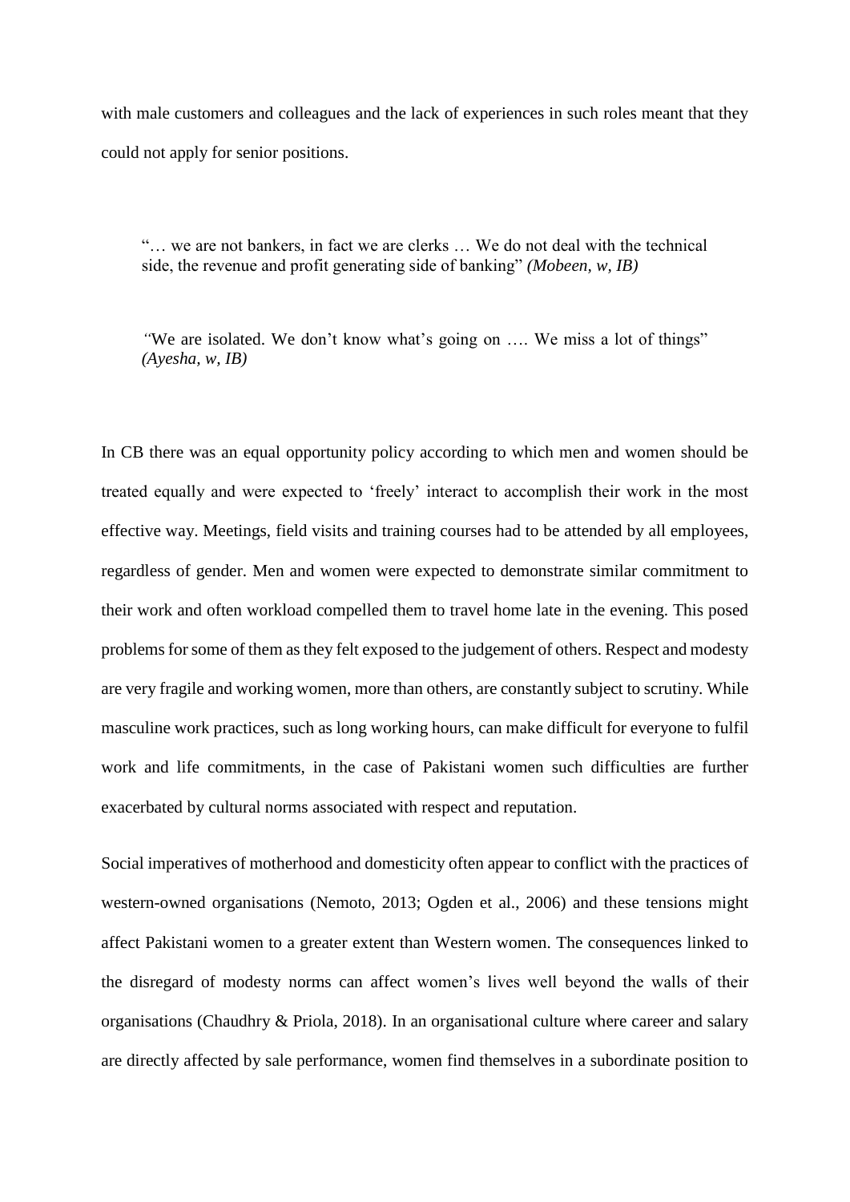with male customers and colleagues and the lack of experiences in such roles meant that they could not apply for senior positions.

> "… we are not bankers, in fact we are clerks … We do not deal with the technical side, the revenue and profit generating side of banking" *(Mobeen, w, IB)*

> "We are isolated. We don't know what's going on …. We miss a lot of things" *(Ayesha, w, IB)*

In CB there was an equal opportunity policy according to which men and women should be treated equally and were expected to 'freely' interact to accomplish their work in the most effective way. Meetings, field visits and training courses had to be attended by all employees, regardless of gender. Men and women were expected to demonstrate similar commitment to their work and often workload compelled them to travel home late in the evening. This posed problems for some of them as they felt exposed to the judgement of others. Respect and modesty are very fragile and working women, more than others, are constantly subject to scrutiny. While masculine work practices, such as long working hours, can make difficult for everyone to fulfil work and life commitments, in the case of Pakistani women such difficulties are further exacerbated by cultural norms associated with respect and reputation.

Social imperatives of motherhood and domesticity often appear to conflict with the practices of western-owned organisations (Nemoto, 2013; Ogden et al., 2006) and these tensions might affect Pakistani women to a greater extent than Western women. The consequences linked to the disregard of modesty norms can affect women's lives well beyond the walls of their organisations (Chaudhry & Priola, 2018). In an organisational culture where career and salary are directly affected by sale performance, women find themselves in a subordinate position to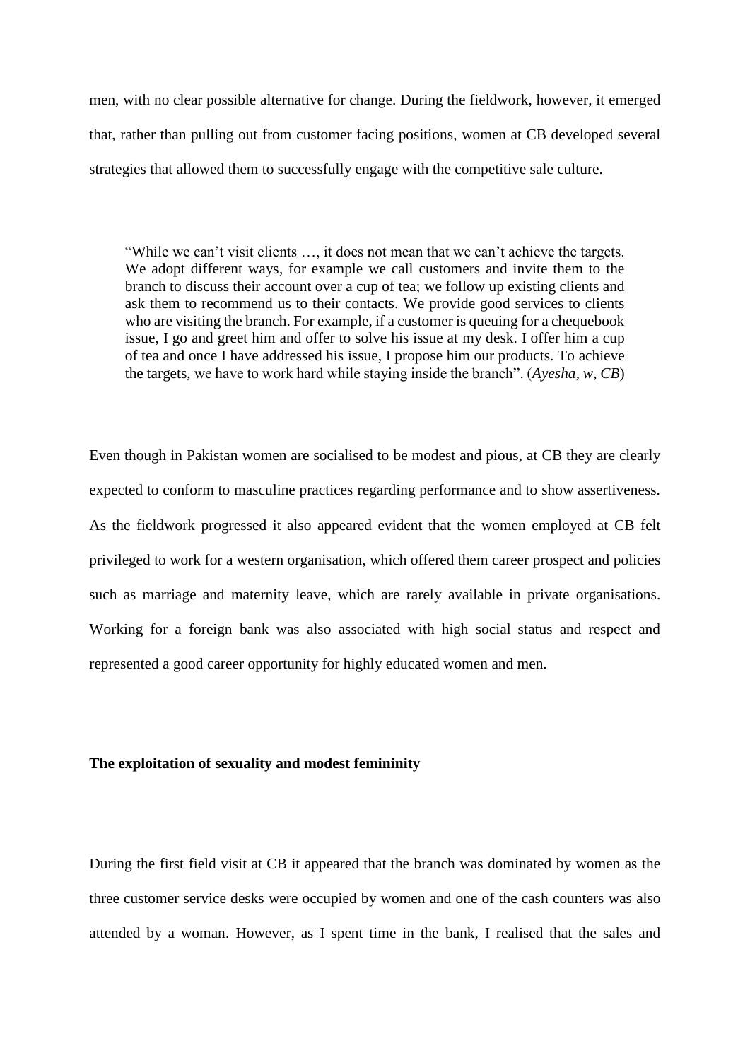men, with no clear possible alternative for change. During the fieldwork, however, it emerged that, rather than pulling out from customer facing positions, women at CB developed several strategies that allowed them to successfully engage with the competitive sale culture.

> "While we can't visit clients …, it does not mean that we can't achieve the targets. We adopt different ways, for example we call customers and invite them to the branch to discuss their account over a cup of tea; we follow up existing clients and ask them to recommend us to their contacts. We provide good services to clients who are visiting the branch. For example, if a customer is queuing for a chequebook issue, I go and greet him and offer to solve his issue at my desk. I offer him a cup of tea and once I have addressed his issue, I propose him our products. To achieve the targets, we have to work hard while staying inside the branch". (*Ayesha, w, CB*)

Even though in Pakistan women are socialised to be modest and pious, at CB they are clearly expected to conform to masculine practices regarding performance and to show assertiveness. As the fieldwork progressed it also appeared evident that the women employed at CB felt privileged to work for a western organisation, which offered them career prospect and policies such as marriage and maternity leave, which are rarely available in private organisations. Working for a foreign bank was also associated with high social status and respect and represented a good career opportunity for highly educated women and men.

**The exploitation of sexuality and modest femininity**

During the first field visit at CB it appeared that the branch was dominated by women as the three customer service desks were occupied by women and one of the cash counters was also attended by a woman. However, as I spent time in the bank, I realised that the sales and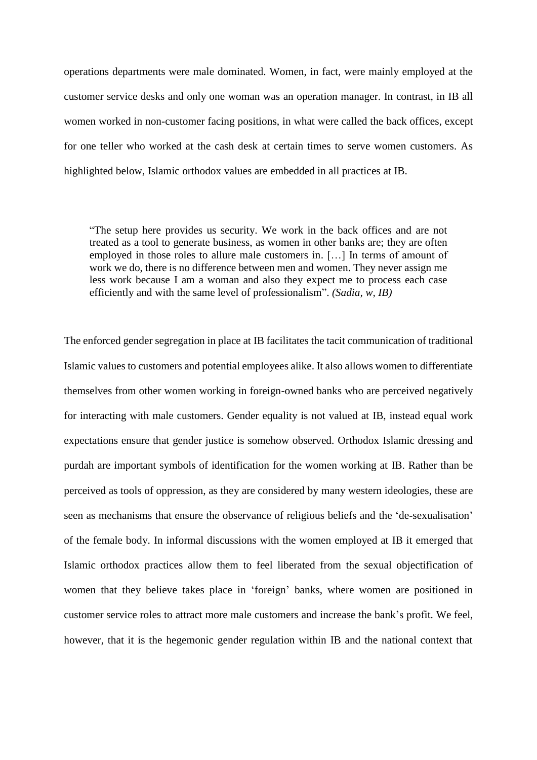operations departments were male dominated. Women, in fact, were mainly employed at the customer service desks and only one woman was an operation manager. In contrast, in IB all women worked in non-customer facing positions, in what were called the back offices, except for one teller who worked at the cash desk at certain times to serve women customers. As highlighted below, Islamic orthodox values are embedded in all practices at IB.

> "The setup here provides us security. We work in the back offices and are not treated as a tool to generate business, as women in other banks are; they are often employed in those roles to allure male customers in. […] In terms of amount of work we do, there is no difference between men and women. They never assign me less work because I am a woman and also they expect me to process each case efficiently and with the same level of professionalism". *(Sadia, w, IB)*

The enforced gender segregation in place at IB facilitates the tacit communication of traditional Islamic values to customers and potential employees alike. It also allows women to differentiate themselves from other women working in foreign-owned banks who are perceived negatively for interacting with male customers. Gender equality is not valued at IB, instead equal work expectations ensure that gender justice is somehow observed. Orthodox Islamic dressing and purdah are important symbols of identification for the women working at IB. Rather than be perceived as tools of oppression, as they are considered by many western ideologies, these are seen as mechanisms that ensure the observance of religious beliefs and the 'de-sexualisation' of the female body. In informal discussions with the women employed at IB it emerged that Islamic orthodox practices allow them to feel liberated from the sexual objectification of women that they believe takes place in 'foreign' banks, where women are positioned in customer service roles to attract more male customers and increase the bank's profit. We feel, however, that it is the hegemonic gender regulation within IB and the national context that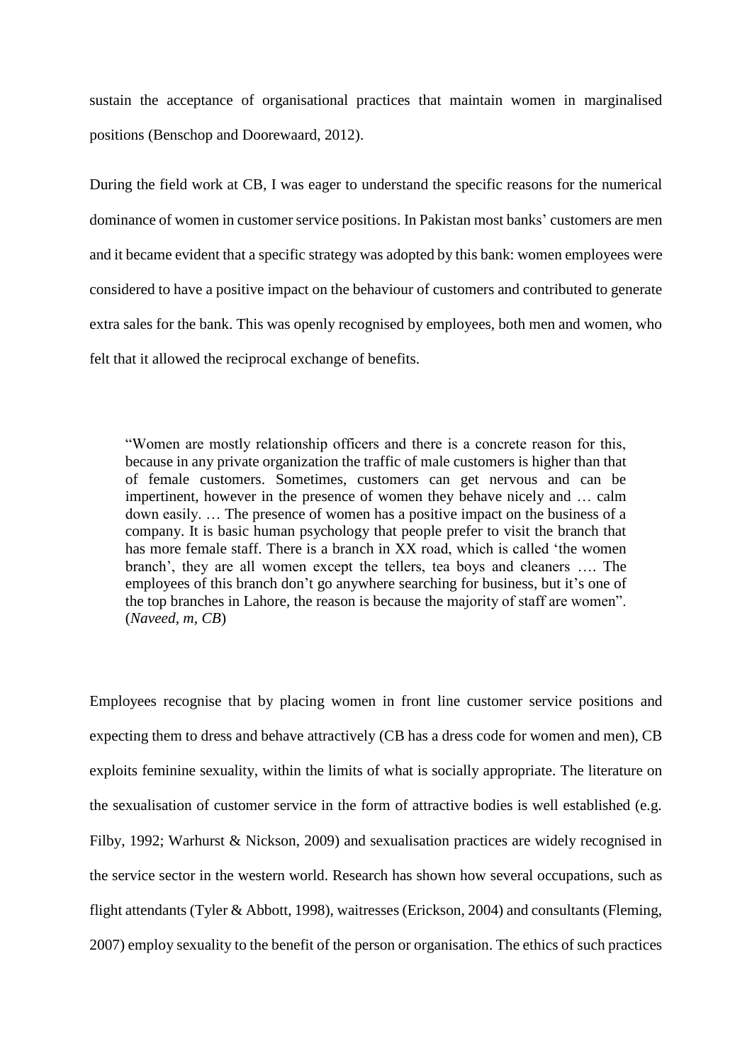sustain the acceptance of organisational practices that maintain women in marginalised positions (Benschop and Doorewaard, 2012).

During the field work at CB, I was eager to understand the specific reasons for the numerical dominance of women in customer service positions. In Pakistan most banks' customers are men and it became evident that a specific strategy was adopted by this bank: women employees were considered to have a positive impact on the behaviour of customers and contributed to generate extra sales for the bank. This was openly recognised by employees, both men and women, who felt that it allowed the reciprocal exchange of benefits.

> "Women are mostly relationship officers and there is a concrete reason for this, because in any private organization the traffic of male customers is higher than that of female customers. Sometimes, customers can get nervous and can be impertinent, however in the presence of women they behave nicely and … calm down easily. … The presence of women has a positive impact on the business of a company. It is basic human psychology that people prefer to visit the branch that has more female staff. There is a branch in XX road, which is called 'the women branch', they are all women except the tellers, tea boys and cleaners …. The employees of this branch don't go anywhere searching for business, but it's one of the top branches in Lahore, the reason is because the majority of staff are women". (*Naveed, m, CB*)

Employees recognise that by placing women in front line customer service positions and expecting them to dress and behave attractively (CB has a dress code for women and men), CB exploits feminine sexuality, within the limits of what is socially appropriate. The literature on the sexualisation of customer service in the form of attractive bodies is well established (e.g. Filby, 1992; Warhurst & Nickson, 2009) and sexualisation practices are widely recognised in the service sector in the western world. Research has shown how several occupations, such as flight attendants (Tyler & Abbott, 1998), waitresses (Erickson, 2004) and consultants (Fleming, 2007) employ sexuality to the benefit of the person or organisation. The ethics of such practices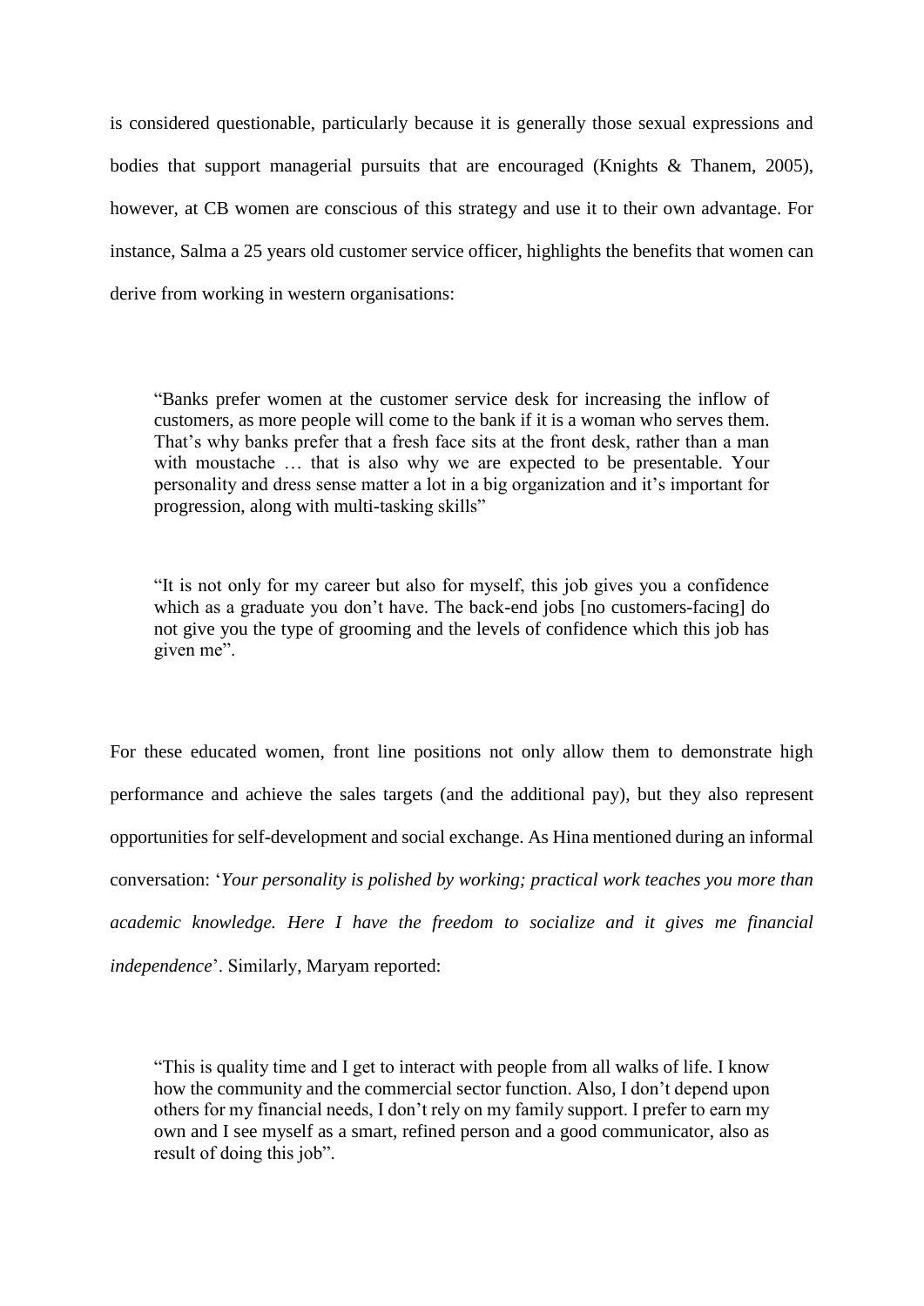is considered questionable, particularly because it is generally those sexual expressions and bodies that support managerial pursuits that are encouraged (Knights & Thanem, 2005), however, at CB women are conscious of this strategy and use it to their own advantage. For instance, Salma a 25 years old customer service officer, highlights the benefits that women can derive from working in western organisations:

> "Banks prefer women at the customer service desk for increasing the inflow of customers, as more people will come to the bank if it is a woman who serves them. That's why banks prefer that a fresh face sits at the front desk, rather than a man with moustache … that is also why we are expected to be presentable. Your personality and dress sense matter a lot in a big organization and it's important for progression, along with multi-tasking skills"

> "It is not only for my career but also for myself, this job gives you a confidence which as a graduate you don't have. The back-end jobs [no customers-facing] do not give you the type of grooming and the levels of confidence which this job has given me".

For these educated women, front line positions not only allow them to demonstrate high performance and achieve the sales targets (and the additional pay), but they also represent opportunities for self-development and social exchange. As Hina mentioned during an informal conversation: '*Your personality is polished by working; practical work teaches you more than academic knowledge. Here I have the freedom to socialize and it gives me financial independence*'. Similarly, Maryam reported:

> "This is quality time and I get to interact with people from all walks of life. I know how the community and the commercial sector function. Also, I don't depend upon others for my financial needs, I don't rely on my family support. I prefer to earn my own and I see myself as a smart, refined person and a good communicator, also as result of doing this job".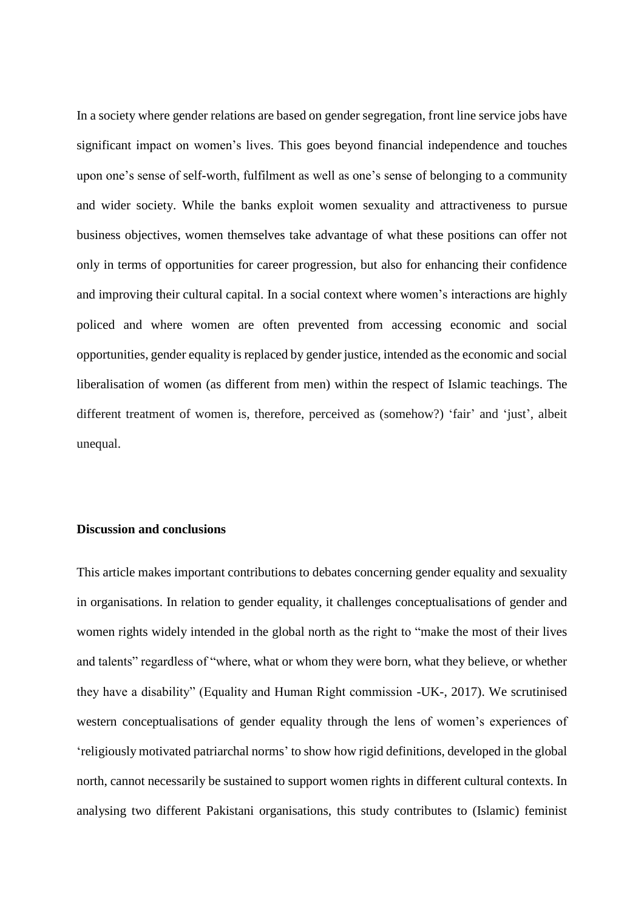In a society where gender relations are based on gender segregation, front line service jobs have significant impact on women's lives. This goes beyond financial independence and touches upon one's sense of self-worth, fulfilment as well as one's sense of belonging to a community and wider society. While the banks exploit women sexuality and attractiveness to pursue business objectives, women themselves take advantage of what these positions can offer not only in terms of opportunities for career progression, but also for enhancing their confidence and improving their cultural capital. In a social context where women's interactions are highly policed and where women are often prevented from accessing economic and social opportunities, gender equality is replaced by gender justice, intended as the economic and social liberalisation of women (as different from men) within the respect of Islamic teachings. The different treatment of women is, therefore, perceived as (somehow?) 'fair' and 'just', albeit unequal.

**Discussion and conclusions**

This article makes important contributions to debates concerning gender equality and sexuality in organisations. In relation to gender equality, it challenges conceptualisations of gender and women rights widely intended in the global north as the right to "make the most of their lives and talents" regardless of "where, what or whom they were born, what they believe, or whether they have a disability" (Equality and Human Right commission -UK-, 2017). We scrutinised western conceptualisations of gender equality through the lens of women's experiences of 'religiously motivated patriarchal norms' to show how rigid definitions, developed in the global north, cannot necessarily be sustained to support women rights in different cultural contexts. In analysing two different Pakistani organisations, this study contributes to (Islamic) feminist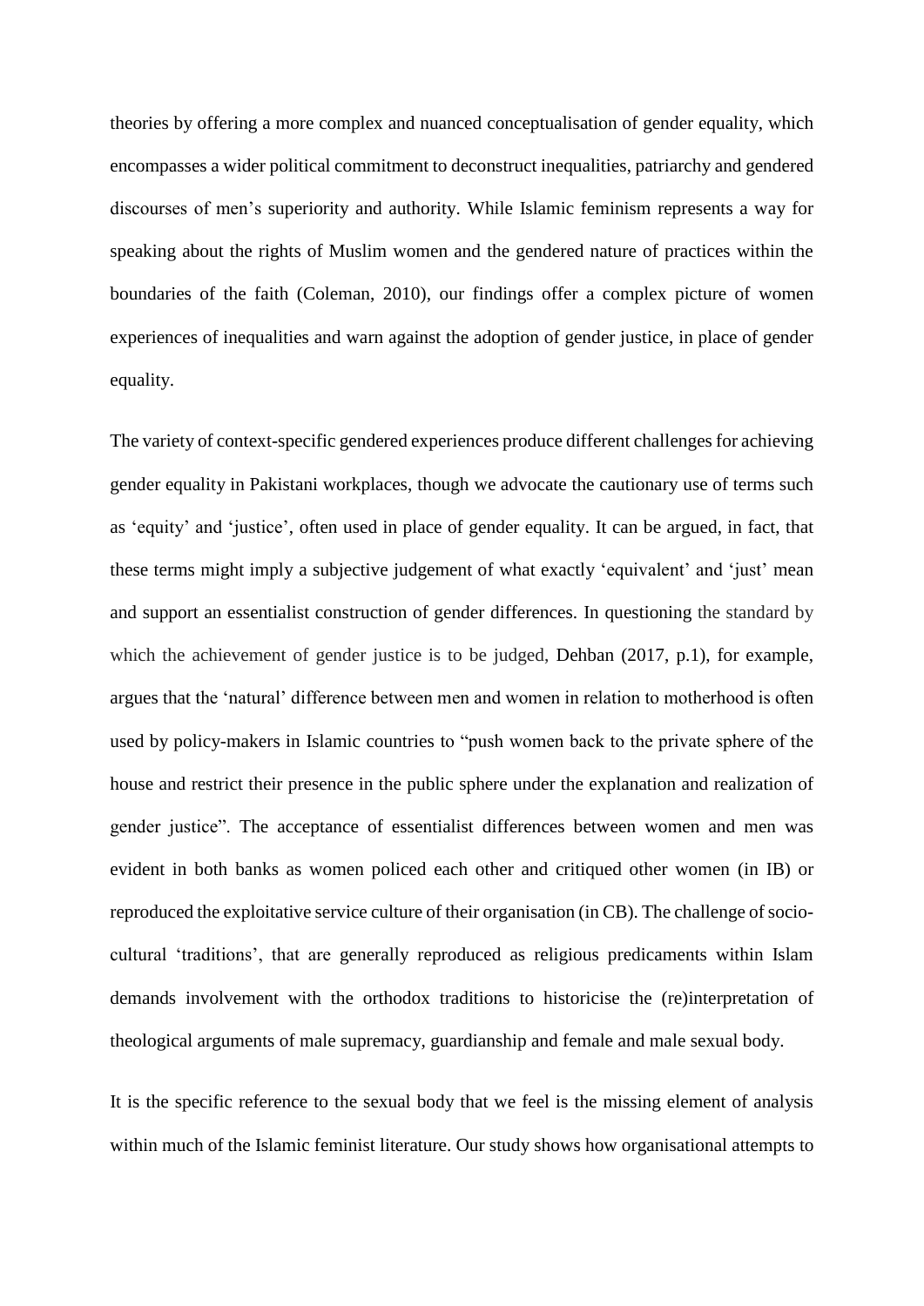theories by offering a more complex and nuanced conceptualisation of gender equality, which encompasses a wider political commitment to deconstruct inequalities, patriarchy and gendered discourses of men's superiority and authority. While Islamic feminism represents a way for speaking about the rights of Muslim women and the gendered nature of practices within the boundaries of the faith (Coleman, 2010), our findings offer a complex picture of women experiences of inequalities and warn against the adoption of gender justice, in place of gender equality.

The variety of context-specific gendered experiences produce different challenges for achieving gender equality in Pakistani workplaces, though we advocate the cautionary use of terms such as 'equity' and 'justice', often used in place of gender equality. It can be argued, in fact, that these terms might imply a subjective judgement of what exactly 'equivalent' and 'just' mean and support an essentialist construction of gender differences. In questioning the standard by which the achievement of gender justice is to be judged, Dehban (2017, p.1), for example, argues that the 'natural' difference between men and women in relation to motherhood is often used by policy-makers in Islamic countries to "push women back to the private sphere of the house and restrict their presence in the public sphere under the explanation and realization of gender justice". The acceptance of essentialist differences between women and men was evident in both banks as women policed each other and critiqued other women (in IB) or reproduced the exploitative service culture of their organisation (in CB). The challenge of socio-cultural 'traditions', that are generally reproduced as religious predicaments within Islam demands involvement with the orthodox traditions to historicise the (re)interpretation of theological arguments of male supremacy, guardianship and female and male sexual body.

It is the specific reference to the sexual body that we feel is the missing element of analysis within much of the Islamic feminist literature. Our study shows how organisational attempts to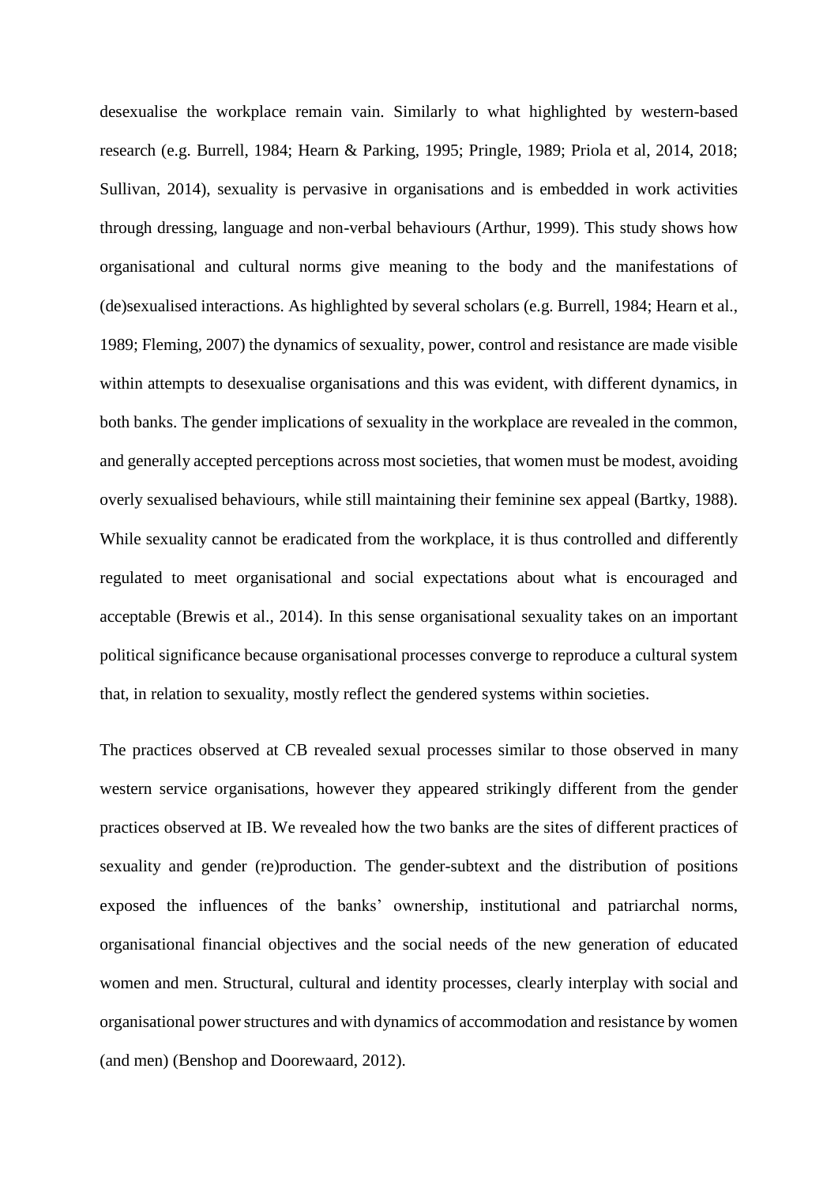desexualise the workplace remain vain. Similarly to what highlighted by western-based research (e.g. Burrell, 1984; Hearn & Parking, 1995; Pringle, 1989; Priola et al, 2014, 2018; Sullivan, 2014), sexuality is pervasive in organisations and is embedded in work activities through dressing, language and non-verbal behaviours (Arthur, 1999). This study shows how organisational and cultural norms give meaning to the body and the manifestations of (de)sexualised interactions. As highlighted by several scholars (e.g. Burrell, 1984; Hearn et al., 1989; Fleming, 2007) the dynamics of sexuality, power, control and resistance are made visible within attempts to desexualise organisations and this was evident, with different dynamics, in both banks. The gender implications of sexuality in the workplace are revealed in the common, and generally accepted perceptions across most societies, that women must be modest, avoiding overly sexualised behaviours, while still maintaining their feminine sex appeal (Bartky, 1988). While sexuality cannot be eradicated from the workplace, it is thus controlled and differently regulated to meet organisational and social expectations about what is encouraged and acceptable (Brewis et al., 2014). In this sense organisational sexuality takes on an important political significance because organisational processes converge to reproduce a cultural system that, in relation to sexuality, mostly reflect the gendered systems within societies.

The practices observed at CB revealed sexual processes similar to those observed in many western service organisations, however they appeared strikingly different from the gender practices observed at IB. We revealed how the two banks are the sites of different practices of sexuality and gender (re)production. The gender-subtext and the distribution of positions exposed the influences of the banks' ownership, institutional and patriarchal norms, organisational financial objectives and the social needs of the new generation of educated women and men. Structural, cultural and identity processes, clearly interplay with social and organisational power structures and with dynamics of accommodation and resistance by women (and men) (Benshop and Doorewaard, 2012).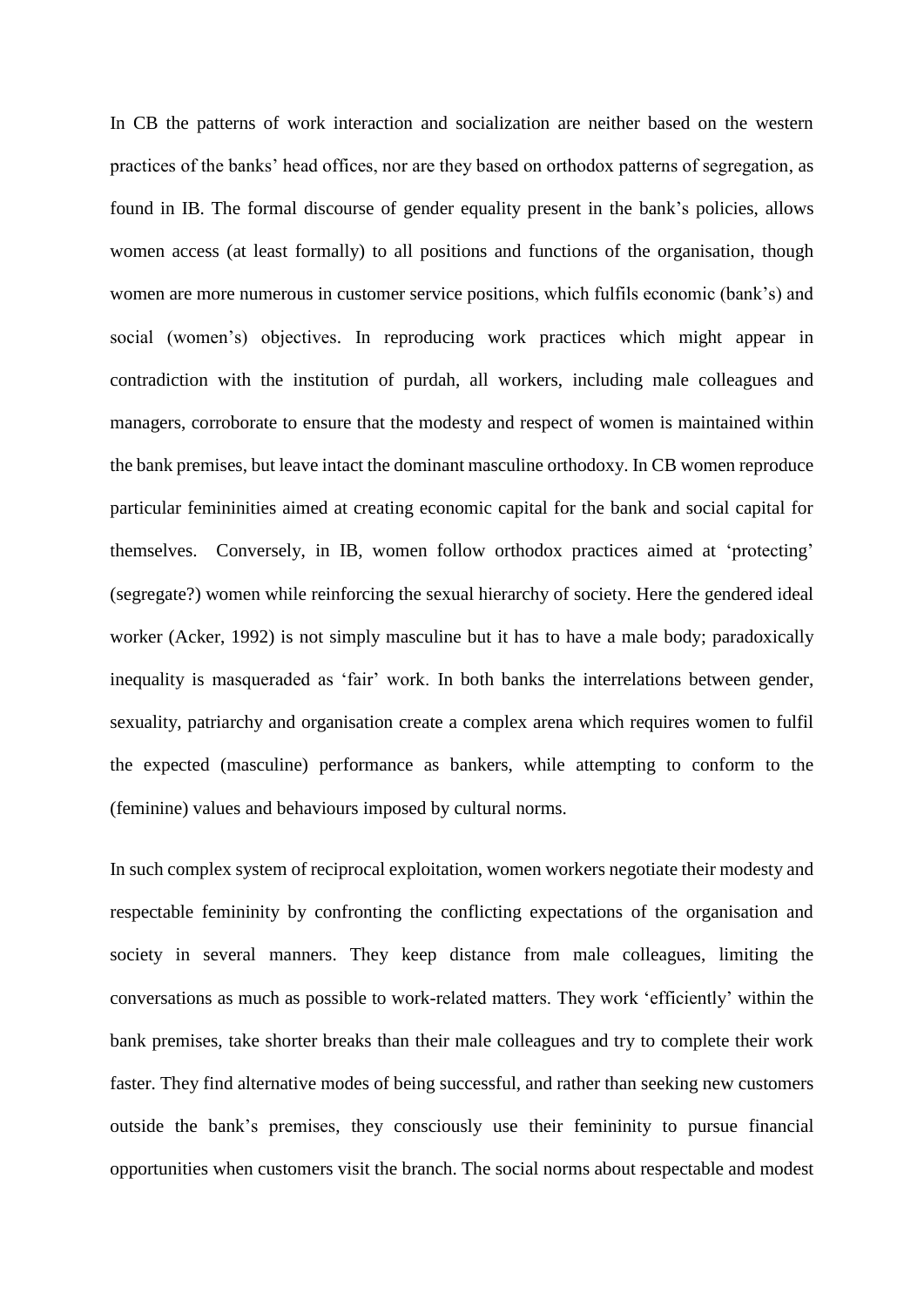In CB the patterns of work interaction and socialization are neither based on the western practices of the banks' head offices, nor are they based on orthodox patterns of segregation, as found in IB. The formal discourse of gender equality present in the bank's policies, allows women access (at least formally) to all positions and functions of the organisation, though women are more numerous in customer service positions, which fulfils economic (bank's) and social (women's) objectives. In reproducing work practices which might appear in contradiction with the institution of purdah, all workers, including male colleagues and managers, corroborate to ensure that the modesty and respect of women is maintained within the bank premises, but leave intact the dominant masculine orthodoxy. In CB women reproduce particular femininities aimed at creating economic capital for the bank and social capital for themselves. Conversely, in IB, women follow orthodox practices aimed at 'protecting' (segregate?) women while reinforcing the sexual hierarchy of society. Here the gendered ideal worker (Acker, 1992) is not simply masculine but it has to have a male body; paradoxically inequality is masqueraded as 'fair' work. In both banks the interrelations between gender, sexuality, patriarchy and organisation create a complex arena which requires women to fulfil the expected (masculine) performance as bankers, while attempting to conform to the (feminine) values and behaviours imposed by cultural norms.

In such complex system of reciprocal exploitation, women workers negotiate their modesty and respectable femininity by confronting the conflicting expectations of the organisation and society in several manners. They keep distance from male colleagues, limiting the conversations as much as possible to work-related matters. They work 'efficiently' within the bank premises, take shorter breaks than their male colleagues and try to complete their work faster. They find alternative modes of being successful, and rather than seeking new customers outside the bank's premises, they consciously use their femininity to pursue financial opportunities when customers visit the branch. The social norms about respectable and modest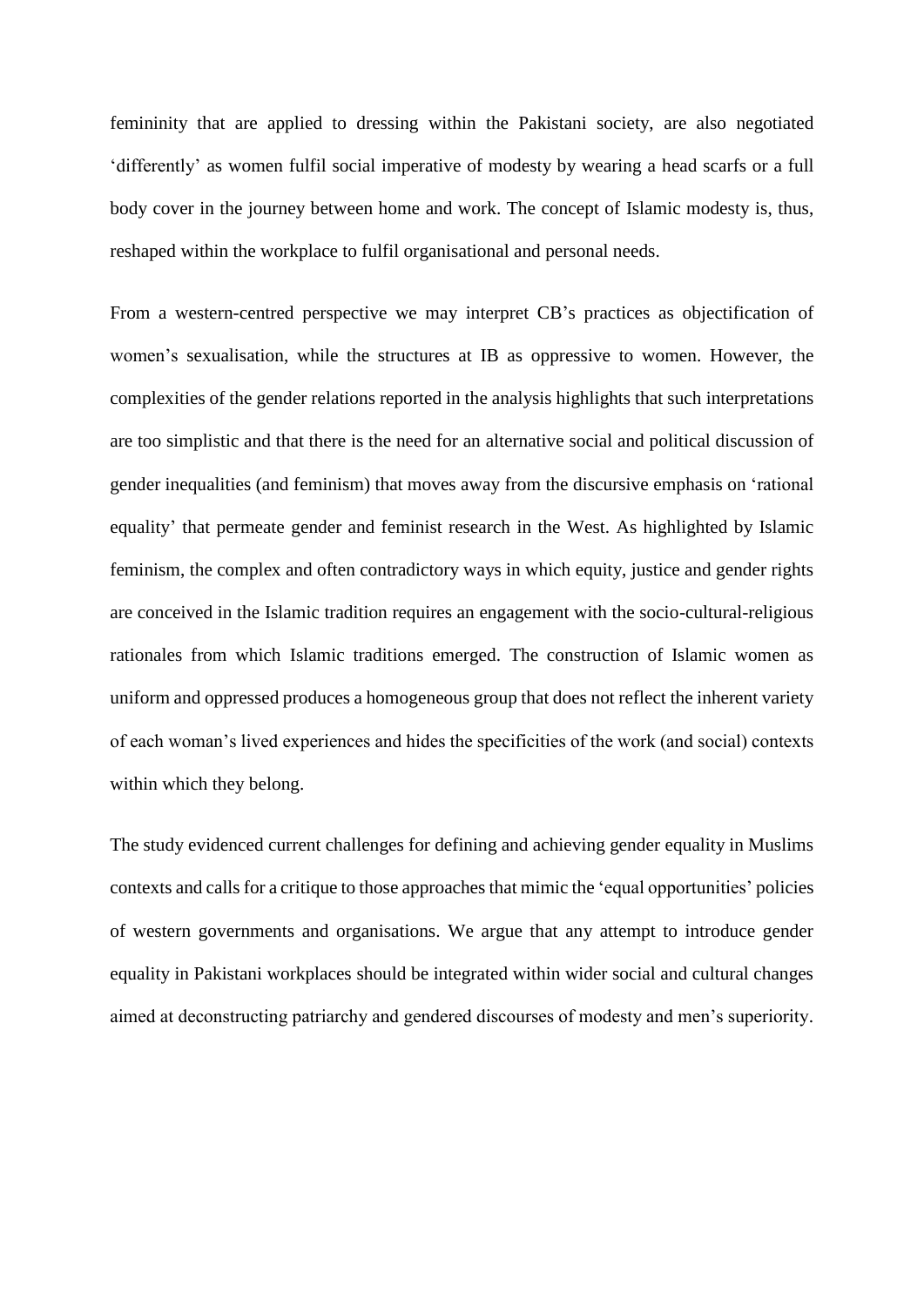femininity that are applied to dressing within the Pakistani society, are also negotiated 'differently' as women fulfil social imperative of modesty by wearing a head scarfs or a full body cover in the journey between home and work. The concept of Islamic modesty is, thus, reshaped within the workplace to fulfil organisational and personal needs.

From a western-centred perspective we may interpret CB's practices as objectification of women's sexualisation, while the structures at IB as oppressive to women. However, the complexities of the gender relations reported in the analysis highlights that such interpretations are too simplistic and that there is the need for an alternative social and political discussion of gender inequalities (and feminism) that moves away from the discursive emphasis on 'rational equality' that permeate gender and feminist research in the West. As highlighted by Islamic feminism, the complex and often contradictory ways in which equity, justice and gender rights are conceived in the Islamic tradition requires an engagement with the socio-cultural-religious rationales from which Islamic traditions emerged. The construction of Islamic women as uniform and oppressed produces a homogeneous group that does not reflect the inherent variety of each woman's lived experiences and hides the specificities of the work (and social) contexts within which they belong.

The study evidenced current challenges for defining and achieving gender equality in Muslims contexts and calls for a critique to those approaches that mimic the 'equal opportunities' policies of western governments and organisations. We argue that any attempt to introduce gender equality in Pakistani workplaces should be integrated within wider social and cultural changes aimed at deconstructing patriarchy and gendered discourses of modesty and men's superiority.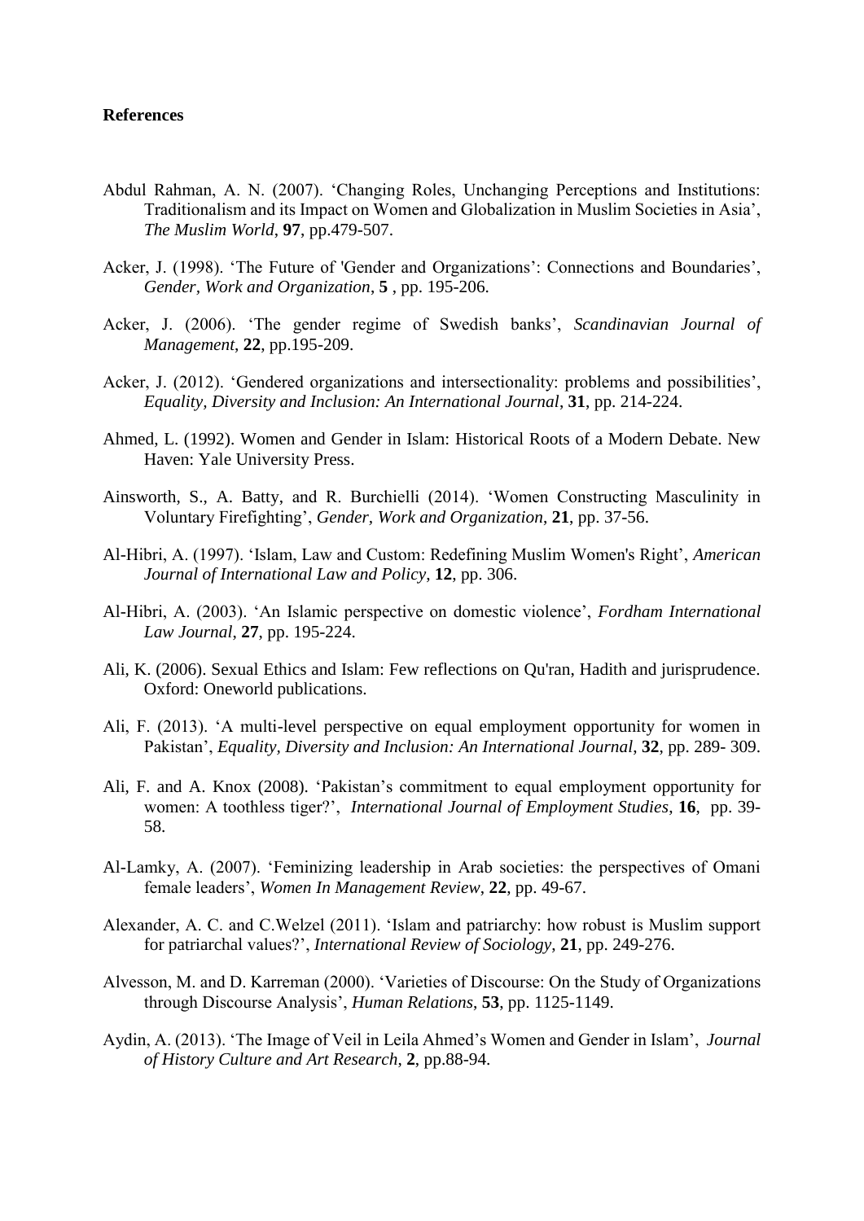**References**

Abdul Rahman, A. N. (2007). 'Changing Roles, Unchanging Perceptions and Institutions: Traditionalism and its Impact on Women and Globalization in Muslim Societies in Asia', *The Muslim World*, **97**, pp.479-507.

Acker, J. (1998). 'The Future of 'Gender and Organizations': Connections and Boundaries', *Gender, Work and Organization*, **5** , pp. 195-206.

Acker, J. (2006). 'The gender regime of Swedish banks', *Scandinavian Journal of Management*, **22**, pp.195-209.

Acker, J. (2012). 'Gendered organizations and intersectionality: problems and possibilities', *Equality, Diversity and Inclusion: An International Journal*, **31**, pp. 214-224.

Ahmed, L. (1992). Women and Gender in Islam: Historical Roots of a Modern Debate. New Haven: Yale University Press.

Ainsworth, S., A. Batty, and R. Burchielli (2014). 'Women Constructing Masculinity in Voluntary Firefighting', *Gender, Work and Organization*, **21**, pp. 37-56.

Al-Hibri, A. (1997). 'Islam, Law and Custom: Redefining Muslim Women's Right', *American Journal of International Law and Policy*, **12**, pp. 306.

Al-Hibri, A. (2003). 'An Islamic perspective on domestic violence', *Fordham International Law Journal*, **27**, pp. 195-224.

Ali, K. (2006). Sexual Ethics and Islam: Few reflections on Qu'ran, Hadith and jurisprudence. Oxford: Oneworld publications.

Ali, F. (2013). 'A multi-level perspective on equal employment opportunity for women in Pakistan', *Equality, Diversity and Inclusion: An International Journal*, **32**, pp. 289- 309.

Ali, F. and A. Knox (2008). 'Pakistan's commitment to equal employment opportunity for women: A toothless tiger?', *International Journal of Employment Studies*, **16**, pp. 39-58.

Al-Lamky, A. (2007). 'Feminizing leadership in Arab societies: the perspectives of Omani female leaders', *Women In Management Review*, **22**, pp. 49-67.

Alexander, A. C. and C.Welzel (2011). 'Islam and patriarchy: how robust is Muslim support for patriarchal values?', *International Review of Sociology*, **21**, pp. 249-276.

Alvesson, M. and D. Karreman (2000). 'Varieties of Discourse: On the Study of Organizations through Discourse Analysis', *Human Relations*, **53**, pp. 1125-1149.

Aydin, A. (2013). 'The Image of Veil in Leila Ahmed's Women and Gender in Islam', *Journal of History Culture and Art Research*, **2**, pp.88-94.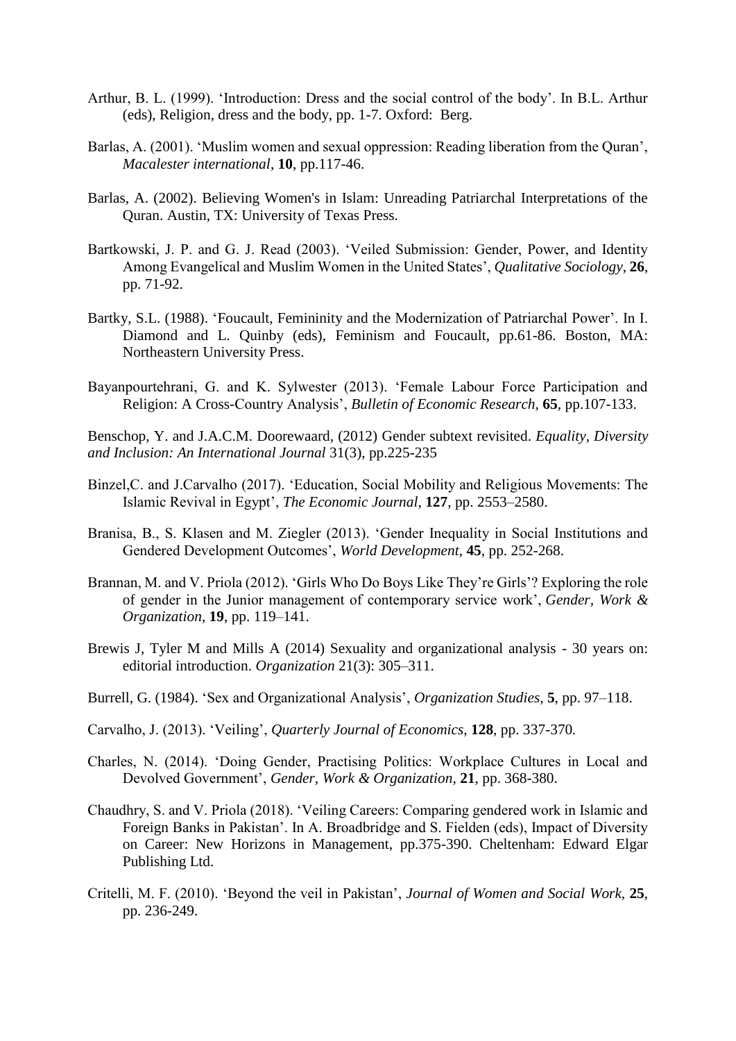Arthur, B. L. (1999). 'Introduction: Dress and the social control of the body'. In B.L. Arthur (eds), Religion, dress and the body, pp. 1-7. Oxford: Berg.

Barlas, A. (2001). 'Muslim women and sexual oppression: Reading liberation from the Quran', *Macalester international*, **10**, pp.117-46.

Barlas, A. (2002). Believing Women's in Islam: Unreading Patriarchal Interpretations of the Quran. Austin, TX: University of Texas Press.

Bartkowski, J. P. and G. J. Read (2003). 'Veiled Submission: Gender, Power, and Identity Among Evangelical and Muslim Women in the United States', *Qualitative Sociology*, **26**, pp. 71-92.

Bartky, S.L. (1988). 'Foucault, Femininity and the Modernization of Patriarchal Power'. In I. Diamond and L. Quinby (eds), Feminism and Foucault, pp.61-86. Boston, MA: Northeastern University Press.

Bayanpourtehrani, G. and K. Sylwester (2013). 'Female Labour Force Participation and Religion: A Cross-Country Analysis', *Bulletin of Economic Research*, **65**, pp.107-133.

Benschop, Y. and J.A.C.M. Doorewaard, (2012) Gender subtext revisited. *Equality, Diversity and Inclusion: An International Journal* 31(3), pp.225-235

Binzel,C. and J.Carvalho (2017). 'Education, Social Mobility and Religious Movements: The Islamic Revival in Egypt', *The Economic Journal*, **127**, pp. 2553–2580.

Branisa, B., S. Klasen and M. Ziegler (2013). 'Gender Inequality in Social Institutions and Gendered Development Outcomes', *World Development*, **45**, pp. 252-268.

Brannan, M. and V. Priola (2012). 'Girls Who Do Boys Like They're Girls'? Exploring the role of gender in the Junior management of contemporary service work', *Gender, Work & Organization*, **19**, pp. 119–141.

Brewis J, Tyler M and Mills A (2014) Sexuality and organizational analysis - 30 years on: editorial introduction. *Organization* 21(3): 305–311.

Burrell, G. (1984). 'Sex and Organizational Analysis', *Organization Studies*, **5**, pp. 97–118.

Carvalho, J. (2013). 'Veiling', *Quarterly Journal of Economics*, **128**, pp. 337-370.

Charles, N. (2014). 'Doing Gender, Practising Politics: Workplace Cultures in Local and Devolved Government', *Gender, Work & Organization*, **21**, pp. 368-380.

Chaudhry, S. and V. Priola (2018). 'Veiling Careers: Comparing gendered work in Islamic and Foreign Banks in Pakistan'. In A. Broadbridge and S. Fielden (eds), Impact of Diversity on Career: New Horizons in Management, pp.375-390. Cheltenham: Edward Elgar Publishing Ltd.

Critelli, M. F. (2010). 'Beyond the veil in Pakistan', *Journal of Women and Social Work*, **25**, pp. 236-249.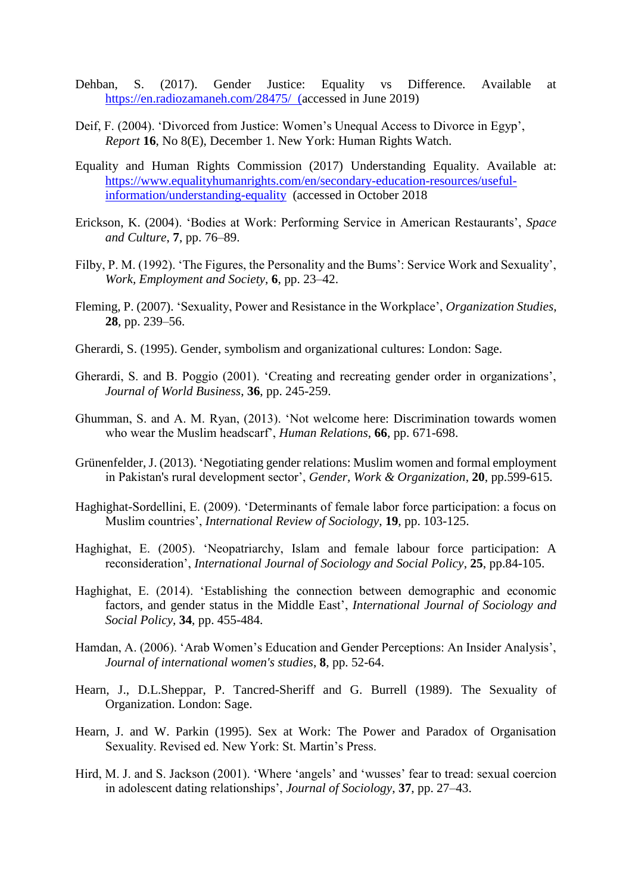Dehban, S. (2017). Gender Justice: Equality vs Difference. Available at https://en.radiozamaneh.com/28475/ (accessed in June 2019)

Deif, F. (2004). 'Divorced from Justice: Women's Unequal Access to Divorce in Egyp', *Report* **16**, No 8(E), December 1. New York: Human Rights Watch.

Equality and Human Rights Commission (2017) Understanding Equality. Available at: https://www.equalityhumanrights.com/en/secondary-education-resources/useful-information/understanding-equality (accessed in October 2018

Erickson, K. (2004). 'Bodies at Work: Performing Service in American Restaurants', *Space and Culture*, **7**, pp. 76–89.

Filby, P. M. (1992). 'The Figures, the Personality and the Bums': Service Work and Sexuality', *Work, Employment and Society*, **6**, pp. 23–42.

Fleming, P. (2007). 'Sexuality, Power and Resistance in the Workplace', *Organization Studies*, **28**, pp. 239–56.

Gherardi, S. (1995). Gender, symbolism and organizational cultures: London: Sage.

Gherardi, S. and B. Poggio (2001). 'Creating and recreating gender order in organizations', *Journal of World Business*, **36**, pp. 245-259.

Ghumman, S. and A. M. Ryan, (2013). 'Not welcome here: Discrimination towards women who wear the Muslim headscarf', *Human Relations*, **66**, pp. 671-698.

Grünenfelder, J. (2013). 'Negotiating gender relations: Muslim women and formal employment in Pakistan's rural development sector', *Gender, Work & Organization*, **20**, pp.599-615.

Haghighat-Sordellini, E. (2009). 'Determinants of female labor force participation: a focus on Muslim countries', *International Review of Sociology*, **19**, pp. 103-125.

Haghighat, E. (2005). 'Neopatriarchy, Islam and female labour force participation: A reconsideration', *International Journal of Sociology and Social Policy*, **25**, pp.84-105.

Haghighat, E. (2014). 'Establishing the connection between demographic and economic factors, and gender status in the Middle East', *International Journal of Sociology and Social Policy*, **34**, pp. 455-484.

Hamdan, A. (2006). 'Arab Women's Education and Gender Perceptions: An Insider Analysis', *Journal of international women's studies*, **8**, pp. 52-64.

Hearn, J., D.L.Sheppar, P. Tancred-Sheriff and G. Burrell (1989). The Sexuality of Organization. London: Sage.

Hearn, J. and W. Parkin (1995). Sex at Work: The Power and Paradox of Organisation Sexuality. Revised ed. New York: St. Martin's Press.

Hird, M. J. and S. Jackson (2001). 'Where 'angels' and 'wusses' fear to tread: sexual coercion in adolescent dating relationships', *Journal of Sociology*, **37**, pp. 27–43.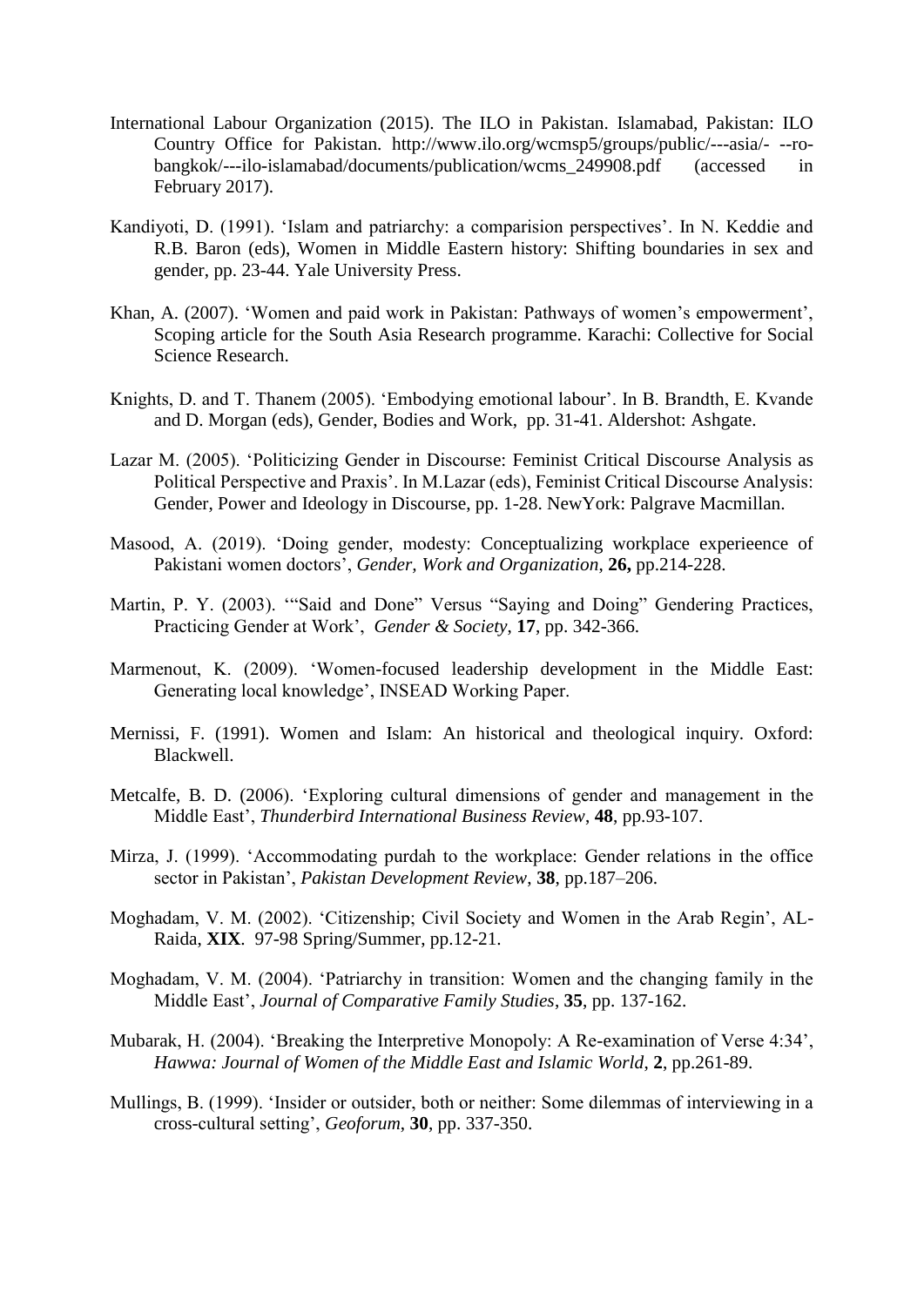International Labour Organization (2015). The ILO in Pakistan. Islamabad, Pakistan: ILO Country Office for Pakistan. http://www.ilo.org/wcmsp5/groups/public/---asia/- --ro-bangkok/---ilo-islamabad/documents/publication/wcms_249908.pdf (accessed in February 2017).

Kandiyoti, D. (1991). 'Islam and patriarchy: a comparision perspectives'. In N. Keddie and R.B. Baron (eds), Women in Middle Eastern history: Shifting boundaries in sex and gender, pp. 23-44. Yale University Press.

Khan, A. (2007). 'Women and paid work in Pakistan: Pathways of women's empowerment', Scoping article for the South Asia Research programme. Karachi: Collective for Social Science Research.

Knights, D. and T. Thanem (2005). 'Embodying emotional labour'. In B. Brandth, E. Kvande and D. Morgan (eds), Gender, Bodies and Work, pp. 31-41. Aldershot: Ashgate.

Lazar M. (2005). 'Politicizing Gender in Discourse: Feminist Critical Discourse Analysis as Political Perspective and Praxis'. In M.Lazar (eds), Feminist Critical Discourse Analysis: Gender, Power and Ideology in Discourse, pp. 1-28. NewYork: Palgrave Macmillan.

Masood, A. (2019). 'Doing gender, modesty: Conceptualizing workplace experieence of Pakistani women doctors', *Gender, Work and Organization*, **26,** pp.214-228.

Martin, P. Y. (2003). '"Said and Done" Versus "Saying and Doing" Gendering Practices, Practicing Gender at Work', *Gender & Society*, **17**, pp. 342-366.

Marmenout, K. (2009). 'Women-focused leadership development in the Middle East: Generating local knowledge', INSEAD Working Paper.

Mernissi, F. (1991). Women and Islam: An historical and theological inquiry. Oxford: Blackwell.

Metcalfe, B. D. (2006). 'Exploring cultural dimensions of gender and management in the Middle East', *Thunderbird International Business Review*, **48**, pp.93-107.

Mirza, J. (1999). 'Accommodating purdah to the workplace: Gender relations in the office sector in Pakistan', *Pakistan Development Review*, **38**, pp.187–206.

Moghadam, V. M. (2002). 'Citizenship; Civil Society and Women in the Arab Regin', AL-Raida, **XIX**. 97-98 Spring/Summer, pp.12-21.

Moghadam, V. M. (2004). 'Patriarchy in transition: Women and the changing family in the Middle East', *Journal of Comparative Family Studies*, **35**, pp. 137-162.

Mubarak, H. (2004). 'Breaking the Interpretive Monopoly: A Re-examination of Verse 4:34', *Hawwa: Journal of Women of the Middle East and Islamic World*, **2**, pp.261-89.

Mullings, B. (1999). 'Insider or outsider, both or neither: Some dilemmas of interviewing in a cross-cultural setting', *Geoforum*, **30**, pp. 337-350.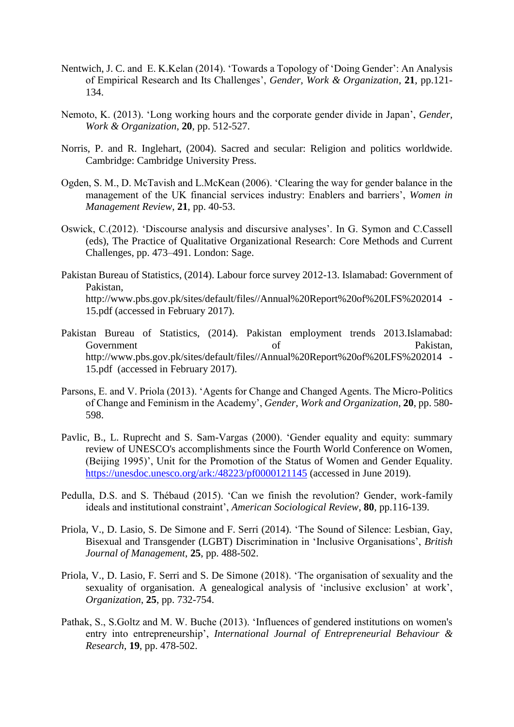Nentwich, J. C. and E. K.Kelan (2014). 'Towards a Topology of 'Doing Gender': An Analysis of Empirical Research and Its Challenges', *Gender, Work & Organization*, **21**, pp.121-134.

Nemoto, K. (2013). 'Long working hours and the corporate gender divide in Japan', *Gender, Work & Organization*, **20**, pp. 512-527.

Norris, P. and R. Inglehart, (2004). Sacred and secular: Religion and politics worldwide. Cambridge: Cambridge University Press.

Ogden, S. M., D. McTavish and L.McKean (2006). 'Clearing the way for gender balance in the management of the UK financial services industry: Enablers and barriers', *Women in Management Review*, **21**, pp. 40-53.

Oswick, C.(2012). 'Discourse analysis and discursive analyses'. In G. Symon and C.Cassell (eds), The Practice of Qualitative Organizational Research: Core Methods and Current Challenges, pp. 473–491. London: Sage.

Pakistan Bureau of Statistics, (2014). Labour force survey 2012-13. Islamabad: Government of Pakistan, http://www.pbs.gov.pk/sites/default/files//Annual%20Report%20of%20LFS%202014 - 15.pdf (accessed in February 2017).

Pakistan Bureau of Statistics, (2014). Pakistan employment trends 2013.Islamabad: Government of Pakistan, http://www.pbs.gov.pk/sites/default/files//Annual%20Report%20of%20LFS%202014 - 15.pdf (accessed in February 2017).

Parsons, E. and V. Priola (2013). 'Agents for Change and Changed Agents. The Micro-Politics of Change and Feminism in the Academy', *Gender, Work and Organization*, **20**, pp. 580-598.

Pavlic, B., L. Ruprecht and S. Sam-Vargas (2000). 'Gender equality and equity: summary review of UNESCO's accomplishments since the Fourth World Conference on Women, (Beijing 1995)', Unit for the Promotion of the Status of Women and Gender Equality. https://unesdoc.unesco.org/ark:/48223/pf0000121145 (accessed in June 2019).

Pedulla, D.S. and S. Thébaud (2015). 'Can we finish the revolution? Gender, work-family ideals and institutional constraint', *American Sociological Review*, **80**, pp.116-139.

Priola, V., D. Lasio, S. De Simone and F. Serri (2014). 'The Sound of Silence: Lesbian, Gay, Bisexual and Transgender (LGBT) Discrimination in 'Inclusive Organisations', *British Journal of Management*, **25**, pp. 488-502.

Priola, V., D. Lasio, F. Serri and S. De Simone (2018). 'The organisation of sexuality and the sexuality of organisation. A genealogical analysis of 'inclusive exclusion' at work', *Organization*, **25**, pp. 732-754.

Pathak, S., S.Goltz and M. W. Buche (2013). 'Influences of gendered institutions on women's entry into entrepreneurship', *International Journal of Entrepreneurial Behaviour & Research*, **19**, pp. 478-502.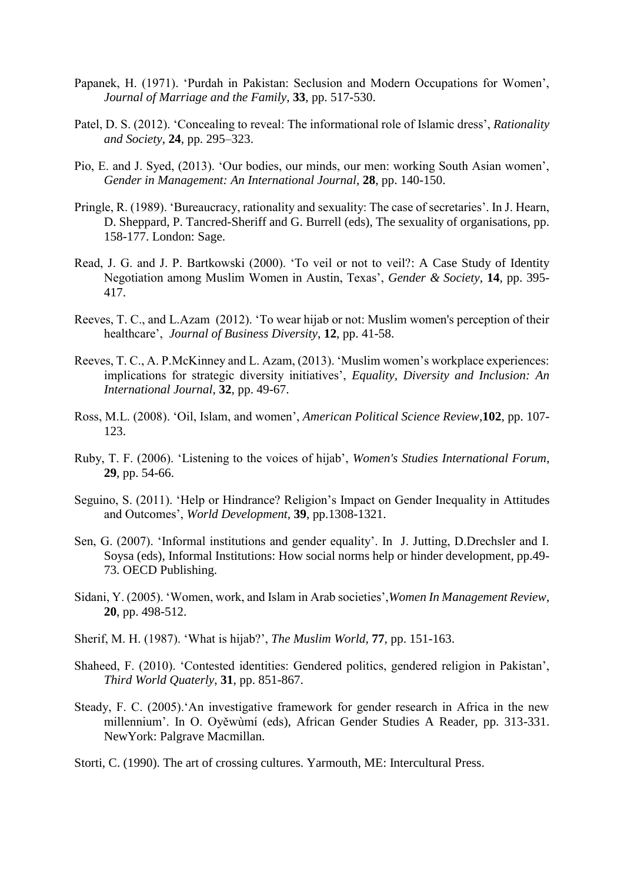Papanek, H. (1971). 'Purdah in Pakistan: Seclusion and Modern Occupations for Women', *Journal of Marriage and the Family*, **33**, pp. 517-530.

Patel, D. S. (2012). 'Concealing to reveal: The informational role of Islamic dress', *Rationality and Society*, **24**, pp. 295–323.

Pio, E. and J. Syed, (2013). 'Our bodies, our minds, our men: working South Asian women', *Gender in Management: An International Journal*, **28**, pp. 140-150.

Pringle, R. (1989). 'Bureaucracy, rationality and sexuality: The case of secretaries'. In J. Hearn, D. Sheppard, P. Tancred-Sheriff and G. Burrell (eds), The sexuality of organisations, pp. 158-177. London: Sage.

Read, J. G. and J. P. Bartkowski (2000). 'To veil or not to veil?: A Case Study of Identity Negotiation among Muslim Women in Austin, Texas', *Gender & Society*, **14**, pp. 395-417.

Reeves, T. C., and L.Azam (2012). 'To wear hijab or not: Muslim women's perception of their healthcare', *Journal of Business Diversity*, **12**, pp. 41-58.

Reeves, T. C., A. P.McKinney and L. Azam, (2013). 'Muslim women's workplace experiences: implications for strategic diversity initiatives', *Equality, Diversity and Inclusion: An International Journal*, **32**, pp. 49-67.

Ross, M.L. (2008). 'Oil, Islam, and women', *American Political Science Review*,**102**, pp. 107-123.

Ruby, T. F. (2006). 'Listening to the voices of hijab', *Women's Studies International Forum*, **29**, pp. 54-66.

Seguino, S. (2011). 'Help or Hindrance? Religion's Impact on Gender Inequality in Attitudes and Outcomes', *World Development*, **39**, pp.1308-1321.

Sen, G. (2007). 'Informal institutions and gender equality'. In J. Jutting, D.Drechsler and I. Soysa (eds), Informal Institutions: How social norms help or hinder development, pp.49-73. OECD Publishing.

Sidani, Y. (2005). 'Women, work, and Islam in Arab societies',*Women In Management Review*, **20**, pp. 498-512.

Sherif, M. H. (1987). 'What is hijab?', *The Muslim World*, **77**, pp. 151-163.

Shaheed, F. (2010). 'Contested identities: Gendered politics, gendered religion in Pakistan', *Third World Quaterly*, **31**, pp. 851-867.

Steady, F. C. (2005).'An investigative framework for gender research in Africa in the new millennium'. In O. Oyĕwùmí (eds), African Gender Studies A Reader, pp. 313-331. NewYork: Palgrave Macmillan.

Storti, C. (1990). The art of crossing cultures. Yarmouth, ME: Intercultural Press.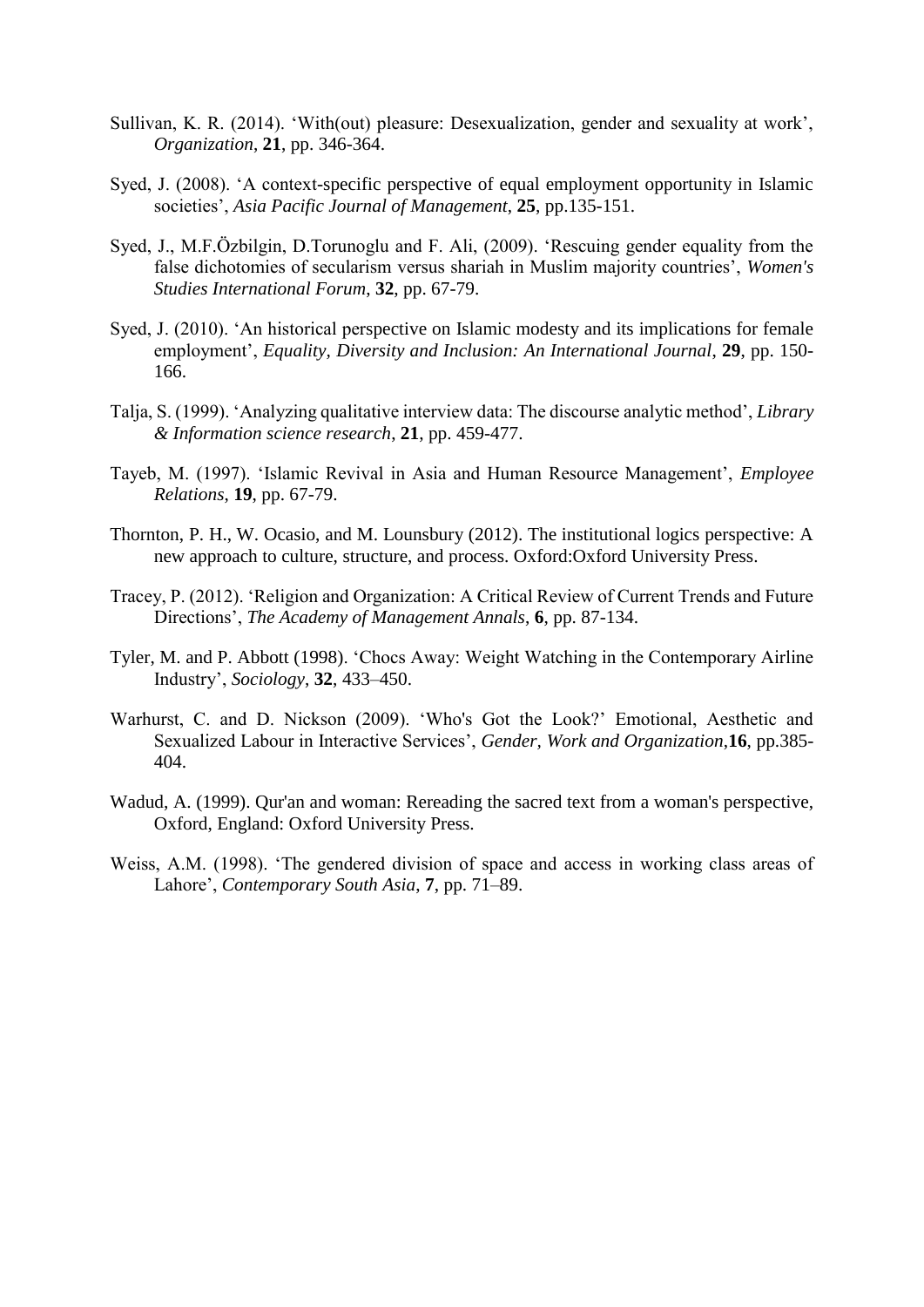Sullivan, K. R. (2014). ‘With(out) pleasure: Desexualization, gender and sexuality at work’, *Organization*, **21**, pp. 346-364.

Syed, J. (2008). ‘A context-specific perspective of equal employment opportunity in Islamic societies’, *Asia Pacific Journal of Management*, **25**, pp.135-151.

Syed, J., M.F.Özbilgin, D.Torunoglu and F. Ali, (2009). ‘Rescuing gender equality from the false dichotomies of secularism versus shariah in Muslim majority countries’, *Women's Studies International Forum*, **32**, pp. 67-79.

Syed, J. (2010). ‘An historical perspective on Islamic modesty and its implications for female employment’, *Equality, Diversity and Inclusion: An International Journal*, **29**, pp. 150-166.

Talja, S. (1999). ‘Analyzing qualitative interview data: The discourse analytic method’, *Library & Information science research*, **21**, pp. 459-477.

Tayeb, M. (1997). ‘Islamic Revival in Asia and Human Resource Management’, *Employee Relations*, **19**, pp. 67-79.

Thornton, P. H., W. Ocasio, and M. Lounsbury (2012). The institutional logics perspective: A new approach to culture, structure, and process. Oxford:Oxford University Press.

Tracey, P. (2012). ‘Religion and Organization: A Critical Review of Current Trends and Future Directions’, *The Academy of Management Annals*, **6**, pp. 87-134.

Tyler, M. and P. Abbott (1998). ‘Chocs Away: Weight Watching in the Contemporary Airline Industry’, *Sociology*, **32**, 433–450.

Warhurst, C. and D. Nickson (2009). ‘Who's Got the Look?’ Emotional, Aesthetic and Sexualized Labour in Interactive Services’, *Gender, Work and Organization*,**16**, pp.385-404.

Wadud, A. (1999). Qur'an and woman: Rereading the sacred text from a woman's perspective, Oxford, England: Oxford University Press.

Weiss, A.M. (1998). ‘The gendered division of space and access in working class areas of Lahore’, *Contemporary South Asia*, **7**, pp. 71–89.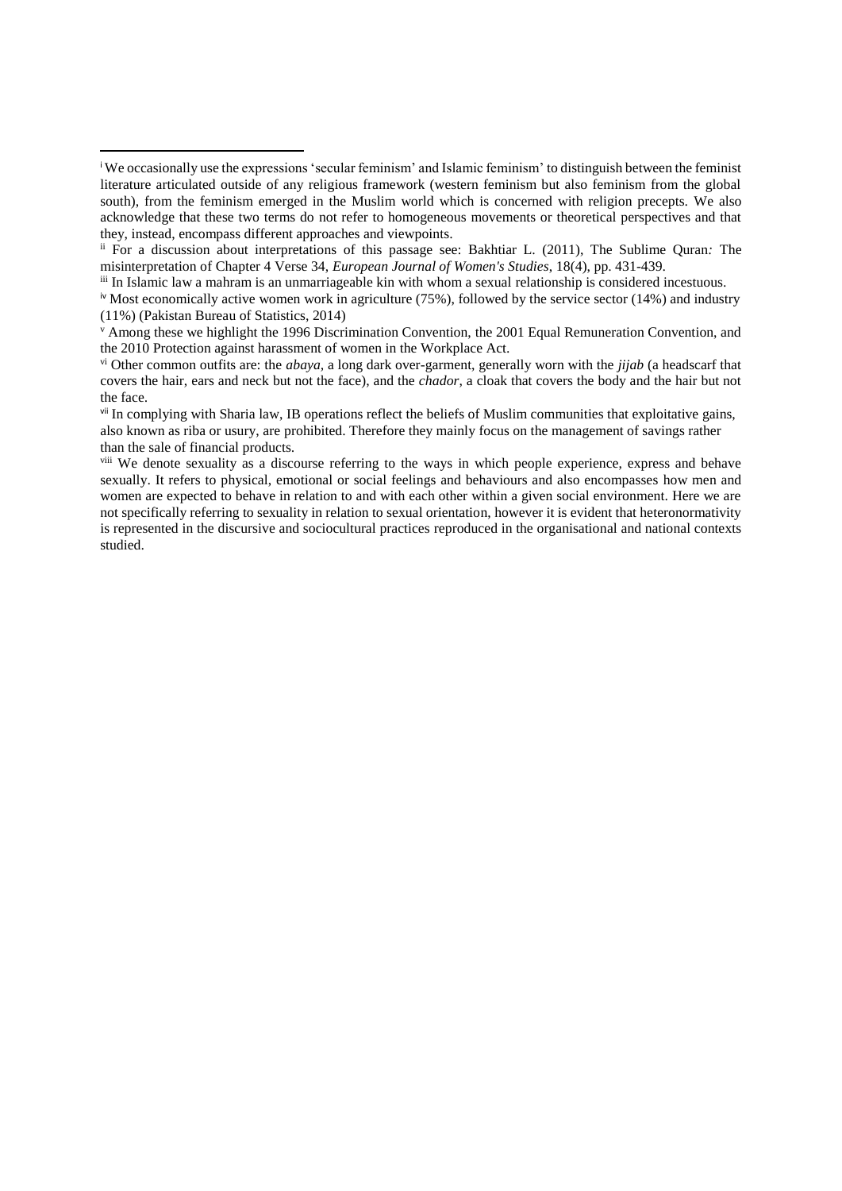[i] We occasionally use the expressions 'secular feminism' and Islamic feminism' to distinguish between the feminist literature articulated outside of any religious framework (western feminism but also feminism from the global south), from the feminism emerged in the Muslim world which is concerned with religion precepts. We also acknowledge that these two terms do not refer to homogeneous movements or theoretical perspectives and that they, instead, encompass different approaches and viewpoints.

[ii] For a discussion about interpretations of this passage see: Bakhtiar L. (2011), The Sublime Quran*:* The misinterpretation of Chapter 4 Verse 34, *European Journal of Women's Studies*, 18(4), pp. 431-439.

[iii] In Islamic law a mahram is an unmarriageable kin with whom a sexual relationship is considered incestuous.

[iv] Most economically active women work in agriculture (75%), followed by the service sector (14%) and industry (11%) (Pakistan Bureau of Statistics, 2014)

[v] Among these we highlight the 1996 Discrimination Convention, the 2001 Equal Remuneration Convention, and the 2010 Protection against harassment of women in the Workplace Act.

[vi] Other common outfits are: the *abaya*, a long dark over-garment, generally worn with the *jijab* (a headscarf that covers the hair, ears and neck but not the face), and the *chador*, a cloak that covers the body and the hair but not the face.

[vii] In complying with Sharia law, IB operations reflect the beliefs of Muslim communities that exploitative gains, also known as riba or usury, are prohibited. Therefore they mainly focus on the management of savings rather than the sale of financial products.

[viii] We denote sexuality as a discourse referring to the ways in which people experience, express and behave sexually. It refers to physical, emotional or social feelings and behaviours and also encompasses how men and women are expected to behave in relation to and with each other within a given social environment. Here we are not specifically referring to sexuality in relation to sexual orientation, however it is evident that heteronormativity is represented in the discursive and sociocultural practices reproduced in the organisational and national contexts studied.